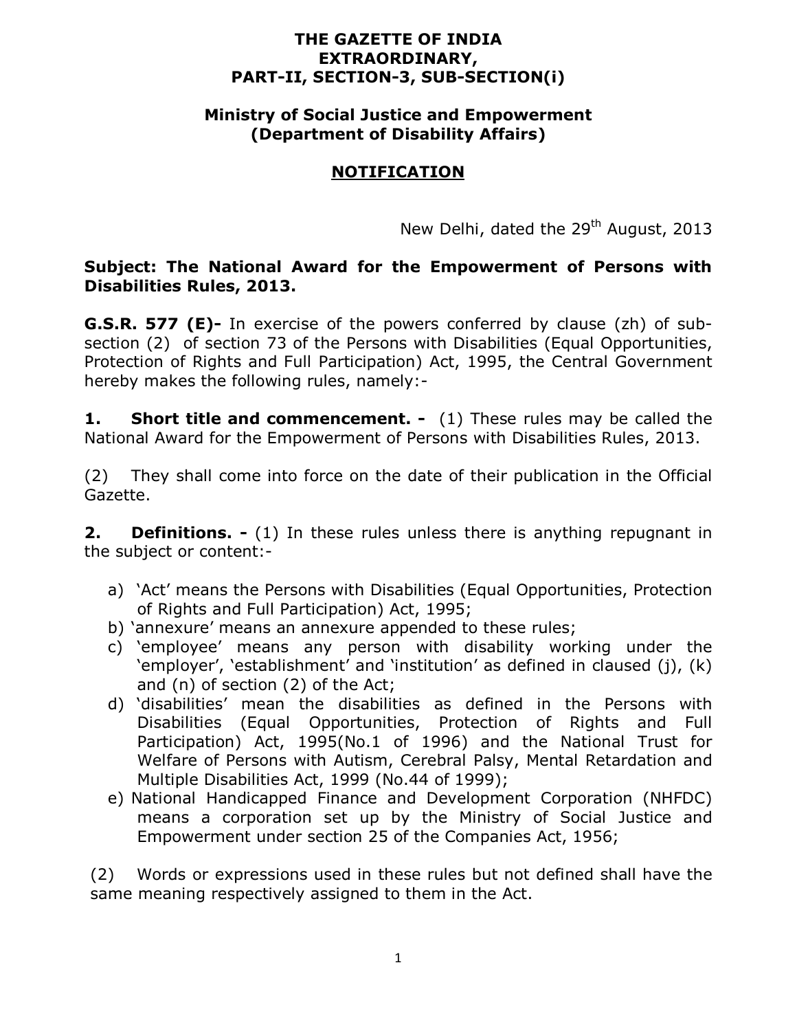**THE GAZETTE OF INDIA**
**EXTRAORDINARY,**
**PART-II, SECTION-3, SUB-SECTION(i)**

**Ministry of Social Justice and Empowerment**
**(Department of Disability Affairs)**

## NOTIFICATION

New Delhi, dated the 29th August, 2013

**Subject: The National Award for the Empowerment of Persons with Disabilities Rules, 2013.**

**G.S.R. 577 (E)-** In exercise of the powers conferred by clause (zh) of sub-section (2) of section 73 of the Persons with Disabilities (Equal Opportunities, Protection of Rights and Full Participation) Act, 1995, the Central Government hereby makes the following rules, namely:-

**1. Short title and commencement. -** (1) These rules may be called the National Award for the Empowerment of Persons with Disabilities Rules, 2013.

(2) They shall come into force on the date of their publication in the Official Gazette.

**2. Definitions. -** (1) In these rules unless there is anything repugnant in the subject or content:-

a) 'Act' means the Persons with Disabilities (Equal Opportunities, Protection of Rights and Full Participation) Act, 1995;
b) 'annexure' means an annexure appended to these rules;
c) 'employee' means any person with disability working under the 'employer', 'establishment' and 'institution' as defined in claused (j), (k) and (n) of section (2) of the Act;
d) 'disabilities' mean the disabilities as defined in the Persons with Disabilities (Equal Opportunities, Protection of Rights and Full Participation) Act, 1995(No.1 of 1996) and the National Trust for Welfare of Persons with Autism, Cerebral Palsy, Mental Retardation and Multiple Disabilities Act, 1999 (No.44 of 1999);
e) National Handicapped Finance and Development Corporation (NHFDC) means a corporation set up by the Ministry of Social Justice and Empowerment under section 25 of the Companies Act, 1956;

(2) Words or expressions used in these rules but not defined shall have the same meaning respectively assigned to them in the Act.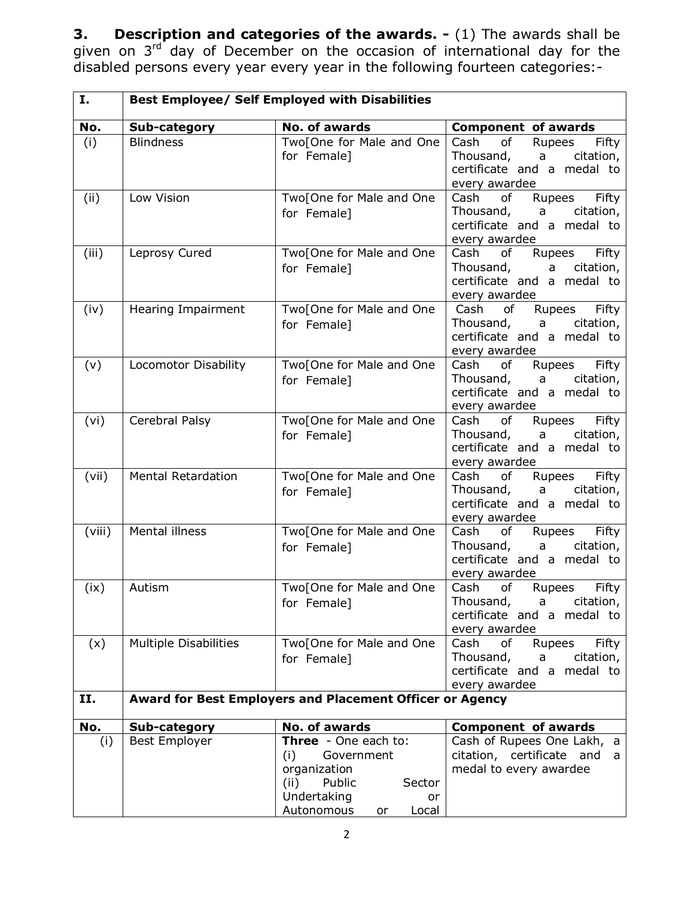**3. Description and categories of the awards. -** (1) The awards shall be given on 3rd day of December on the occasion of international day for the disabled persons every year every year in the following fourteen categories:-

| I. | **Best Employee/ Self Employed with Disabilities** | | |
|---|---|---|---|
| **No.** | **Sub-category** | **No. of awards** | **Component of awards** |
| (i) | Blindness | Two[One for Male and One for Female] | Cash of Rupees Fifty Thousand, a citation, certificate and a medal to every awardee |
| (ii) | Low Vision | Two[One for Male and One for Female] | Cash of Rupees Fifty Thousand, a citation, certificate and a medal to every awardee |
| (iii) | Leprosy Cured | Two[One for Male and One for Female] | Cash of Rupees Fifty Thousand, a citation, certificate and a medal to every awardee |
| (iv) | Hearing Impairment | Two[One for Male and One for Female] | Cash of Rupees Fifty Thousand, a citation, certificate and a medal to every awardee |
| (v) | Locomotor Disability | Two[One for Male and One for Female] | Cash of Rupees Fifty Thousand, a citation, certificate and a medal to every awardee |
| (vi) | Cerebral Palsy | Two[One for Male and One for Female] | Cash of Rupees Fifty Thousand, a citation, certificate and a medal to every awardee |
| (vii) | Mental Retardation | Two[One for Male and One for Female] | Cash of Rupees Fifty Thousand, a citation, certificate and a medal to every awardee |
| (viii) | Mental illness | Two[One for Male and One for Female] | Cash of Rupees Fifty Thousand, a citation, certificate and a medal to every awardee |
| (ix) | Autism | Two[One for Male and One for Female] | Cash of Rupees Fifty Thousand, a citation, certificate and a medal to every awardee |
| (x) | Multiple Disabilities | Two[One for Male and One for Female] | Cash of Rupees Fifty Thousand, a citation, certificate and a medal to every awardee |
| **II.** | **Award for Best Employers and Placement Officer or Agency** | | |
| **No.** | **Sub-category** | **No. of awards** | **Component of awards** |
| (i) | Best Employer | **Three** - One each to: (i) Government organization (ii) Public Sector Undertaking or Autonomous or Local | Cash of Rupees One Lakh, a citation, certificate and a medal to every awardee |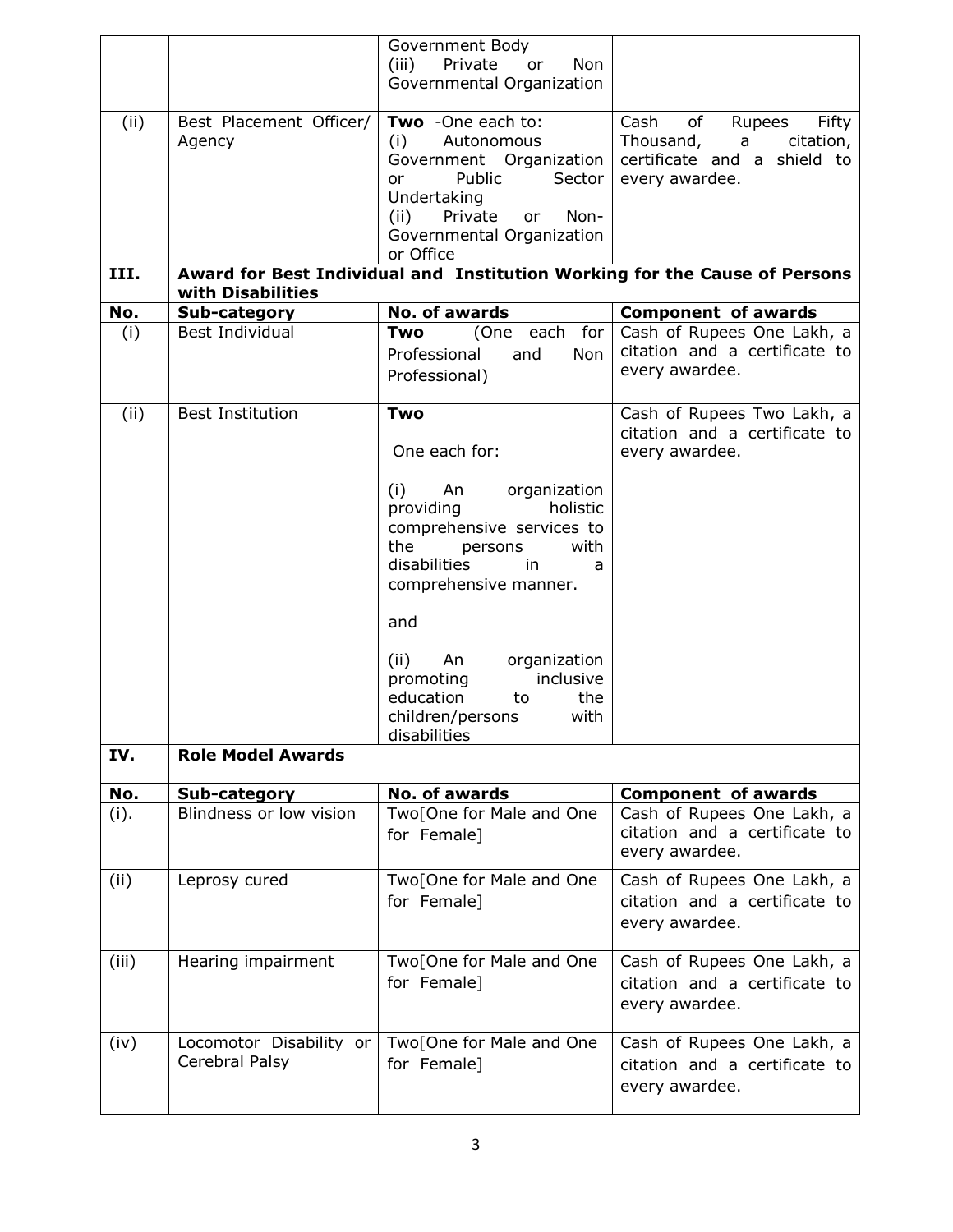|  |  | Government Body<br>(iii) Private or Non Governmental Organization |  |
|---|---|---|---|
| (ii) | Best Placement Officer/ Agency | **Two** -One each to:<br>(i) Autonomous Government Organization or Public Sector Undertaking<br>(ii) Private or Non-Governmental Organization or Office | Cash of Rupees Fifty Thousand, a citation, certificate and a shield to every awardee. |
| **III.** | **Award for Best Individual and Institution Working for the Cause of Persons with Disabilities** |  |  |
| **No.** | **Sub-category** | **No. of awards** | **Component of awards** |
| (i) | Best Individual | **Two** (One each for Professional and Non Professional) | Cash of Rupees One Lakh, a citation and a certificate to every awardee. |
| (ii) | Best Institution | **Two**<br><br>One each for:<br><br>(i) An organization providing holistic comprehensive services to the persons with disabilities in a comprehensive manner.<br><br>and<br><br>(ii) An organization promoting inclusive education to the children/persons with disabilities | Cash of Rupees Two Lakh, a citation and a certificate to every awardee. |
| **IV.** | **Role Model Awards** |  |  |
| **No.** | **Sub-category** | **No. of awards** | **Component of awards** |
| (i). | Blindness or low vision | Two[One for Male and One for Female] | Cash of Rupees One Lakh, a citation and a certificate to every awardee. |
| (ii) | Leprosy cured | Two[One for Male and One for Female] | Cash of Rupees One Lakh, a citation and a certificate to every awardee. |
| (iii) | Hearing impairment | Two[One for Male and One for Female] | Cash of Rupees One Lakh, a citation and a certificate to every awardee. |
| (iv) | Locomotor Disability or Cerebral Palsy | Two[One for Male and One for Female] | Cash of Rupees One Lakh, a citation and a certificate to every awardee. |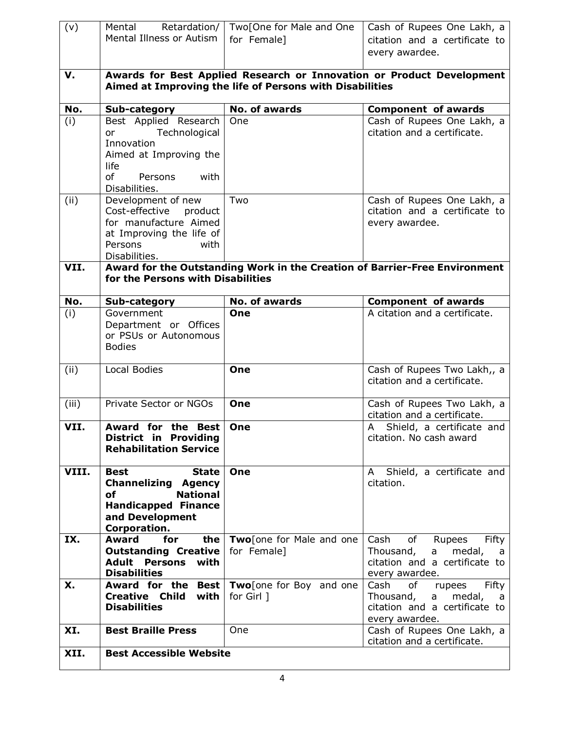| (v) | Mental Retardation/ Mental Illness or Autism | Two[One for Male and One for Female] | Cash of Rupees One Lakh, a citation and a certificate to every awardee. |
|---|---|---|---|
| **V.** | **Awards for Best Applied Research or Innovation or Product Development Aimed at Improving the life of Persons with Disabilities** | | |
| **No.** | **Sub-category** | **No. of awards** | **Component of awards** |
| (i) | Best Applied Research or Technological Innovation Aimed at Improving the life of Persons with Disabilities. | One | Cash of Rupees One Lakh, a citation and a certificate. |
| (ii) | Development of new Cost-effective product for manufacture Aimed at Improving the life of Persons with Disabilities. | Two | Cash of Rupees One Lakh, a citation and a certificate to every awardee. |
| **VII.** | **Award for the Outstanding Work in the Creation of Barrier-Free Environment for the Persons with Disabilities** | | |
| **No.** | **Sub-category** | **No. of awards** | **Component of awards** |
| (i) | Government Department or Offices or PSUs or Autonomous Bodies | **One** | A citation and a certificate. |
| (ii) | Local Bodies | **One** | Cash of Rupees Two Lakh,, a citation and a certificate. |
| (iii) | Private Sector or NGOs | **One** | Cash of Rupees Two Lakh, a citation and a certificate. |
| **VII.** | **Award for the Best District in Providing Rehabilitation Service** | **One** | A Shield, a certificate and citation. No cash award |
| **VIII.** | **Best State Channelizing Agency of National Handicapped Finance and Development Corporation.** | **One** | A Shield, a certificate and citation. |
| **IX.** | **Award for the Outstanding Creative Adult Persons with Disabilities** | **Two**[one for Male and one for Female] | Cash of Rupees Fifty Thousand, a medal, a citation and a certificate to every awardee. |
| **X.** | **Award for the Best Creative Child with Disabilities** | **Two**[one for Boy and one for Girl ] | Cash of rupees Fifty Thousand, a medal, a citation and a certificate to every awardee. |
| **XI.** | **Best Braille Press** | One | Cash of Rupees One Lakh, a citation and a certificate. |
| **XII.** | **Best Accessible Website** | | |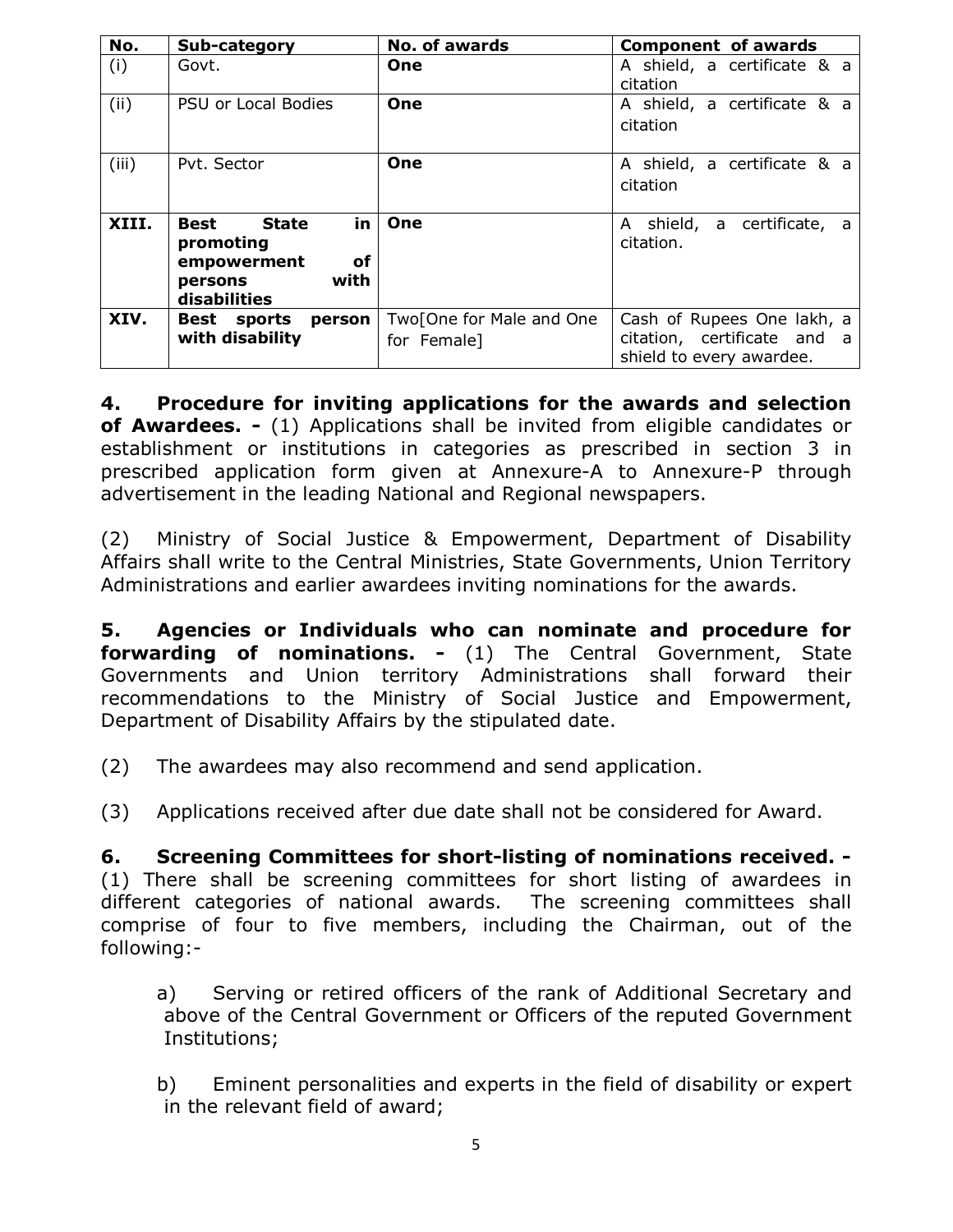| No. | Sub-category | No. of awards | Component of awards |
|---|---|---|---|
| (i) | Govt. | **One** | A shield, a certificate & a citation |
| (ii) | PSU or Local Bodies | **One** | A shield, a certificate & a citation |
| (iii) | Pvt. Sector | **One** | A shield, a certificate & a citation |
| **XIII.** | **Best State in promoting empowerment of persons with disabilities** | **One** | A shield, a certificate, a citation. |
| **XIV.** | **Best sports person with disability** | Two[One for Male and One for Female] | Cash of Rupees One lakh, a citation, certificate and a shield to every awardee. |

**4. Procedure for inviting applications for the awards and selection of Awardees. -** (1) Applications shall be invited from eligible candidates or establishment or institutions in categories as prescribed in section 3 in prescribed application form given at Annexure-A to Annexure-P through advertisement in the leading National and Regional newspapers.

(2) Ministry of Social Justice & Empowerment, Department of Disability Affairs shall write to the Central Ministries, State Governments, Union Territory Administrations and earlier awardees inviting nominations for the awards.

**5. Agencies or Individuals who can nominate and procedure for forwarding of nominations. -** (1) The Central Government, State Governments and Union territory Administrations shall forward their recommendations to the Ministry of Social Justice and Empowerment, Department of Disability Affairs by the stipulated date.

(2) The awardees may also recommend and send application.

(3) Applications received after due date shall not be considered for Award.

**6. Screening Committees for short-listing of nominations received. -** (1) There shall be screening committees for short listing of awardees in different categories of national awards. The screening committees shall comprise of four to five members, including the Chairman, out of the following:-

a) Serving or retired officers of the rank of Additional Secretary and above of the Central Government or Officers of the reputed Government Institutions;

b) Eminent personalities and experts in the field of disability or expert in the relevant field of award;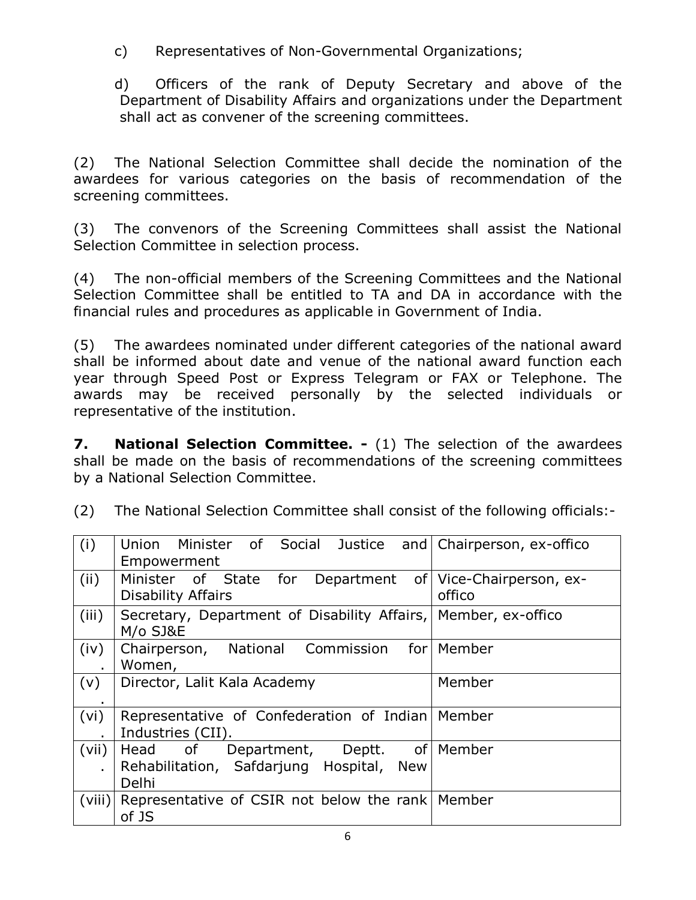c) Representatives of Non-Governmental Organizations;

d) Officers of the rank of Deputy Secretary and above of the Department of Disability Affairs and organizations under the Department shall act as convener of the screening committees.

(2) The National Selection Committee shall decide the nomination of the awardees for various categories on the basis of recommendation of the screening committees.

(3) The convenors of the Screening Committees shall assist the National Selection Committee in selection process.

(4) The non-official members of the Screening Committees and the National Selection Committee shall be entitled to TA and DA in accordance with the financial rules and procedures as applicable in Government of India.

(5) The awardees nominated under different categories of the national award shall be informed about date and venue of the national award function each year through Speed Post or Express Telegram or FAX or Telephone. The awards may be received personally by the selected individuals or representative of the institution.

**7. National Selection Committee. -** (1) The selection of the awardees shall be made on the basis of recommendations of the screening committees by a National Selection Committee.

(2) The National Selection Committee shall consist of the following officials:-

| | | |
|---|---|---|
| (i) | Union Minister of Social Justice and Empowerment | Chairperson, ex-offico |
| (ii) | Minister of State for Department of Disability Affairs | Vice-Chairperson, ex-offico |
| (iii) | Secretary, Department of Disability Affairs, M/o SJ&E | Member, ex-offico |
| (iv). | Chairperson, National Commission for Women, | Member |
| (v). | Director, Lalit Kala Academy | Member |
| (vi). | Representative of Confederation of Indian Industries (CII). | Member |
| (vii). | Head of Department, Deptt. of Rehabilitation, Safdarjung Hospital, New Delhi | Member |
| (viii) | Representative of CSIR not below the rank of JS | Member |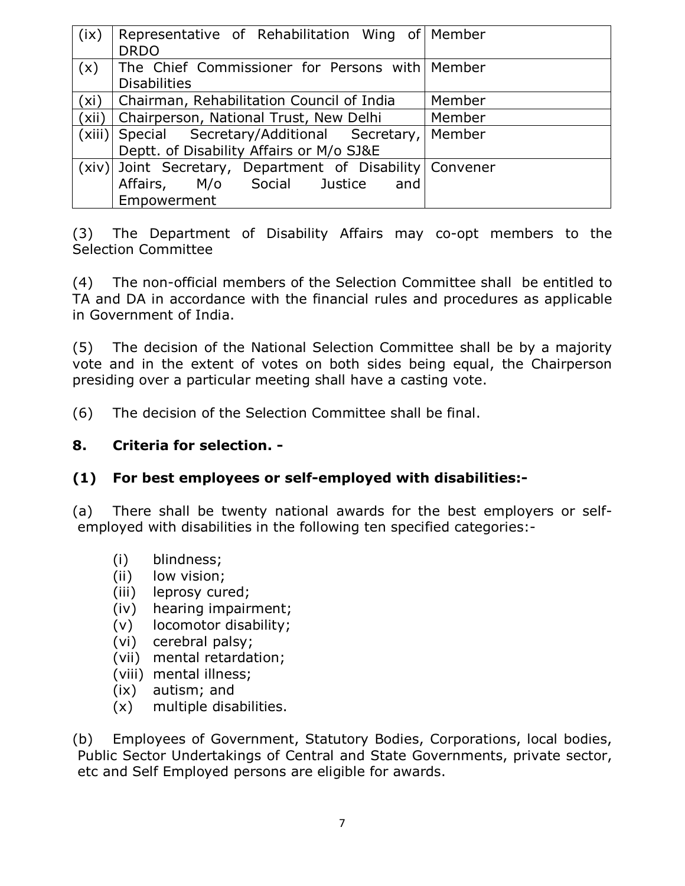| (ix) | Representative of Rehabilitation Wing of DRDO | Member |
|---|---|---|
| (x) | The Chief Commissioner for Persons with Disabilities | Member |
| (xi) | Chairman, Rehabilitation Council of India | Member |
| (xii) | Chairperson, National Trust, New Delhi | Member |
| (xiii) | Special Secretary/Additional Secretary, Deptt. of Disability Affairs or M/o SJ&E | Member |
| (xiv) | Joint Secretary, Department of Disability Affairs, M/o Social Justice and Empowerment | Convener |

(3) The Department of Disability Affairs may co-opt members to the Selection Committee

(4) The non-official members of the Selection Committee shall be entitled to TA and DA in accordance with the financial rules and procedures as applicable in Government of India.

(5) The decision of the National Selection Committee shall be by a majority vote and in the extent of votes on both sides being equal, the Chairperson presiding over a particular meeting shall have a casting vote.

(6) The decision of the Selection Committee shall be final.

## 8. Criteria for selection. -

### (1) For best employees or self-employed with disabilities:-

(a) There shall be twenty national awards for the best employers or self-employed with disabilities in the following ten specified categories:-

- (i) blindness;
- (ii) low vision;
- (iii) leprosy cured;
- (iv) hearing impairment;
- (v) locomotor disability;
- (vi) cerebral palsy;
- (vii) mental retardation;
- (viii) mental illness;
- (ix) autism; and
- (x) multiple disabilities.

(b) Employees of Government, Statutory Bodies, Corporations, local bodies, Public Sector Undertakings of Central and State Governments, private sector, etc and Self Employed persons are eligible for awards.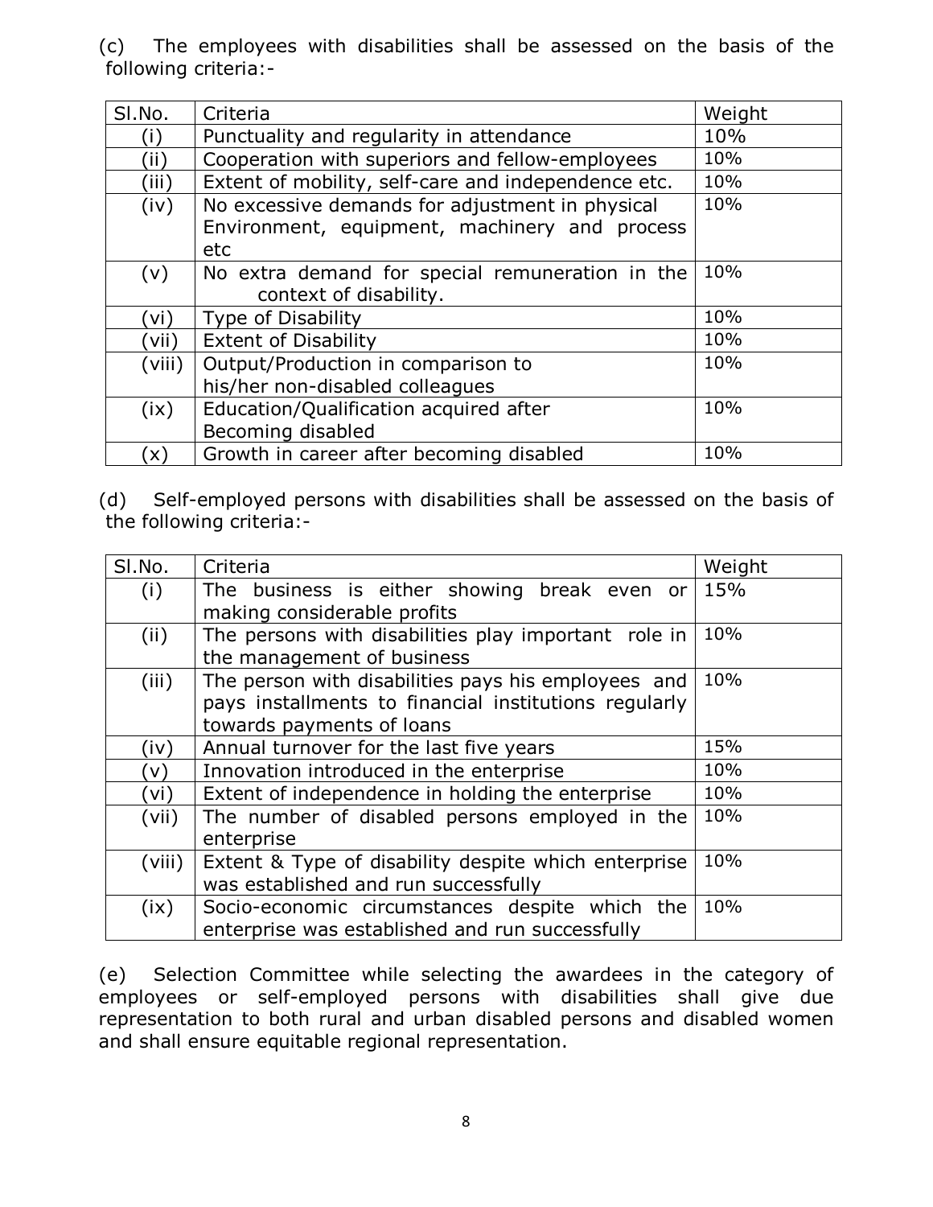(c) The employees with disabilities shall be assessed on the basis of the following criteria:-

| Sl.No. | Criteria | Weight |
|---|---|---|
| (i) | Punctuality and regularity in attendance | 10% |
| (ii) | Cooperation with superiors and fellow-employees | 10% |
| (iii) | Extent of mobility, self-care and independence etc. | 10% |
| (iv) | No excessive demands for adjustment in physical Environment, equipment, machinery and process etc | 10% |
| (v) | No extra demand for special remuneration in the context of disability. | 10% |
| (vi) | Type of Disability | 10% |
| (vii) | Extent of Disability | 10% |
| (viii) | Output/Production in comparison to his/her non-disabled colleagues | 10% |
| (ix) | Education/Qualification acquired after Becoming disabled | 10% |
| (x) | Growth in career after becoming disabled | 10% |

(d) Self-employed persons with disabilities shall be assessed on the basis of the following criteria:-

| Sl.No. | Criteria | Weight |
|---|---|---|
| (i) | The business is either showing break even or making considerable profits | 15% |
| (ii) | The persons with disabilities play important role in the management of business | 10% |
| (iii) | The person with disabilities pays his employees and pays installments to financial institutions regularly towards payments of loans | 10% |
| (iv) | Annual turnover for the last five years | 15% |
| (v) | Innovation introduced in the enterprise | 10% |
| (vi) | Extent of independence in holding the enterprise | 10% |
| (vii) | The number of disabled persons employed in the enterprise | 10% |
| (viii) | Extent & Type of disability despite which enterprise was established and run successfully | 10% |
| (ix) | Socio-economic circumstances despite which the enterprise was established and run successfully | 10% |

(e) Selection Committee while selecting the awardees in the category of employees or self-employed persons with disabilities shall give due representation to both rural and urban disabled persons and disabled women and shall ensure equitable regional representation.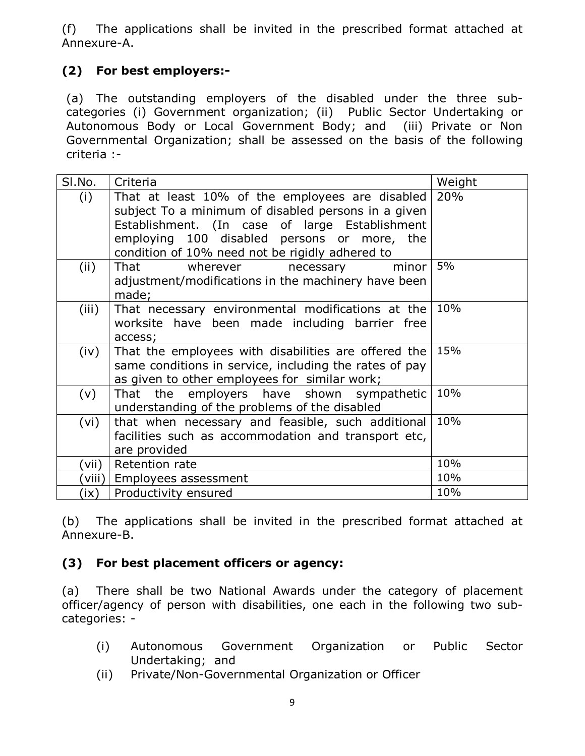(f) The applications shall be invited in the prescribed format attached at Annexure-A.

### (2) For best employers:-

(a) The outstanding employers of the disabled under the three sub-categories (i) Government organization; (ii) Public Sector Undertaking or Autonomous Body or Local Government Body; and (iii) Private or Non Governmental Organization; shall be assessed on the basis of the following criteria :-

| Sl.No. | Criteria | Weight |
|---|---|---|
| (i) | That at least 10% of the employees are disabled subject To a minimum of disabled persons in a given Establishment. (In case of large Establishment employing 100 disabled persons or more, the condition of 10% need not be rigidly adhered to | 20% |
| (ii) | That wherever necessary minor adjustment/modifications in the machinery have been made; | 5% |
| (iii) | That necessary environmental modifications at the worksite have been made including barrier free access; | 10% |
| (iv) | That the employees with disabilities are offered the same conditions in service, including the rates of pay as given to other employees for similar work; | 15% |
| (v) | That the employers have shown sympathetic understanding of the problems of the disabled | 10% |
| (vi) | that when necessary and feasible, such additional facilities such as accommodation and transport etc, are provided | 10% |
| (vii) | Retention rate | 10% |
| (viii) | Employees assessment | 10% |
| (ix) | Productivity ensured | 10% |

(b) The applications shall be invited in the prescribed format attached at Annexure-B.

### (3) For best placement officers or agency:

(a) There shall be two National Awards under the category of placement officer/agency of person with disabilities, one each in the following two sub-categories: -

(i) Autonomous Government Organization or Public Sector Undertaking; and

(ii) Private/Non-Governmental Organization or Officer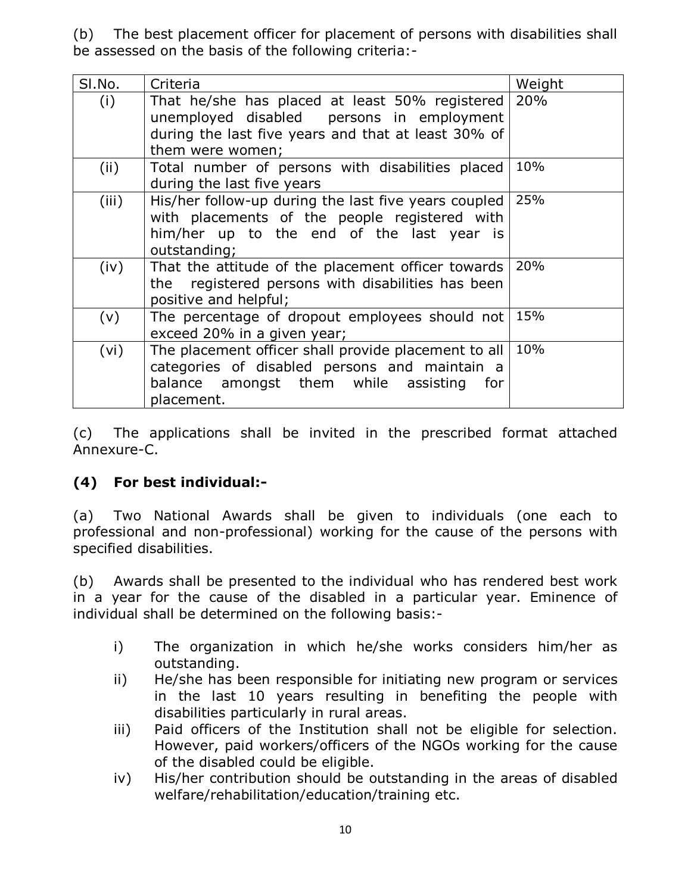(b) The best placement officer for placement of persons with disabilities shall be assessed on the basis of the following criteria:-

| Sl.No. | Criteria | Weight |
| --- | --- | --- |
| (i) | That he/she has placed at least 50% registered unemployed disabled persons in employment during the last five years and that at least 30% of them were women; | 20% |
| (ii) | Total number of persons with disabilities placed during the last five years | 10% |
| (iii) | His/her follow-up during the last five years coupled with placements of the people registered with him/her up to the end of the last year is outstanding; | 25% |
| (iv) | That the attitude of the placement officer towards the registered persons with disabilities has been positive and helpful; | 20% |
| (v) | The percentage of dropout employees should not exceed 20% in a given year; | 15% |
| (vi) | The placement officer shall provide placement to all categories of disabled persons and maintain a balance amongst them while assisting for placement. | 10% |

(c) The applications shall be invited in the prescribed format attached Annexure-C.

### (4) For best individual:-

(a) Two National Awards shall be given to individuals (one each to professional and non-professional) working for the cause of the persons with specified disabilities.

(b) Awards shall be presented to the individual who has rendered best work in a year for the cause of the disabled in a particular year. Eminence of individual shall be determined on the following basis:-

i) The organization in which he/she works considers him/her as outstanding.

ii) He/she has been responsible for initiating new program or services in the last 10 years resulting in benefiting the people with disabilities particularly in rural areas.

iii) Paid officers of the Institution shall not be eligible for selection. However, paid workers/officers of the NGOs working for the cause of the disabled could be eligible.

iv) His/her contribution should be outstanding in the areas of disabled welfare/rehabilitation/education/training etc.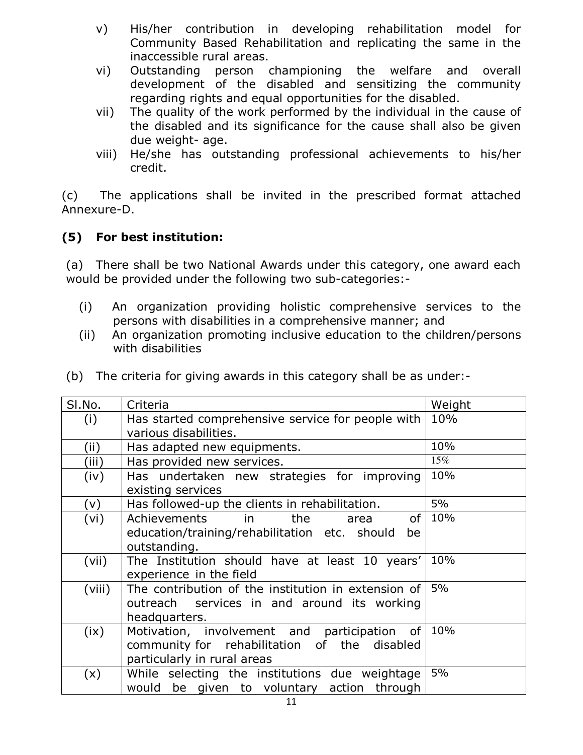v) His/her contribution in developing rehabilitation model for Community Based Rehabilitation and replicating the same in the inaccessible rural areas.

vi) Outstanding person championing the welfare and overall development of the disabled and sensitizing the community regarding rights and equal opportunities for the disabled.

vii) The quality of the work performed by the individual in the cause of the disabled and its significance for the cause shall also be given due weight- age.

viii) He/she has outstanding professional achievements to his/her credit.

(c) The applications shall be invited in the prescribed format attached Annexure-D.

## (5) For best institution:

(a) There shall be two National Awards under this category, one award each would be provided under the following two sub-categories:-

(i) An organization providing holistic comprehensive services to the persons with disabilities in a comprehensive manner; and

(ii) An organization promoting inclusive education to the children/persons with disabilities

(b) The criteria for giving awards in this category shall be as under:-

| Sl.No. | Criteria | Weight |
|---|---|---|
| (i) | Has started comprehensive service for people with various disabilities. | 10% |
| (ii) | Has adapted new equipments. | 10% |
| (iii) | Has provided new services. | 15% |
| (iv) | Has undertaken new strategies for improving existing services | 10% |
| (v) | Has followed-up the clients in rehabilitation. | 5% |
| (vi) | Achievements in the area of education/training/rehabilitation etc. should be outstanding. | 10% |
| (vii) | The Institution should have at least 10 years' experience in the field | 10% |
| (viii) | The contribution of the institution in extension of outreach services in and around its working headquarters. | 5% |
| (ix) | Motivation, involvement and participation of community for rehabilitation of the disabled particularly in rural areas | 10% |
| (x) | While selecting the institutions due weightage would be given to voluntary action through | 5% |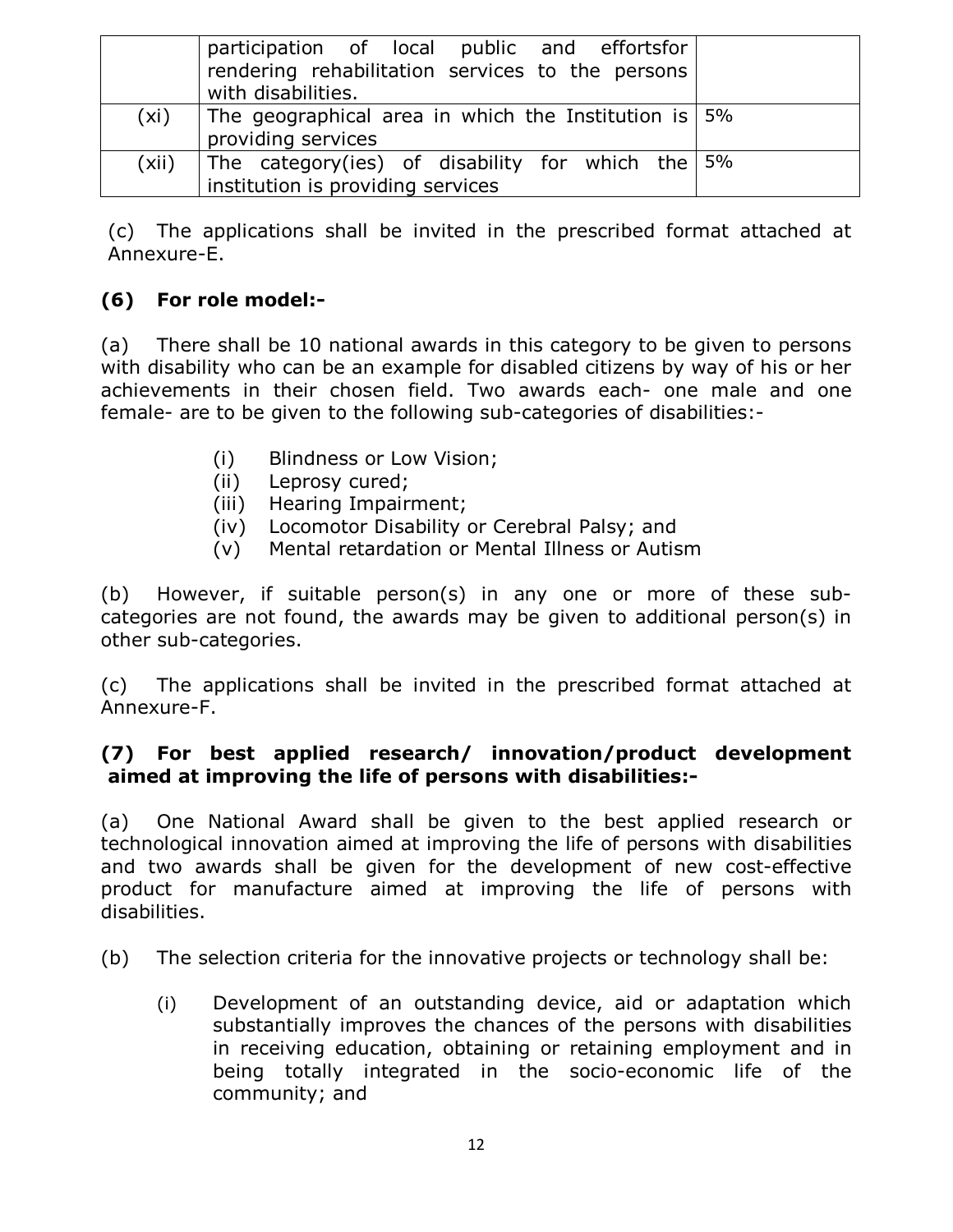| | participation of local public and effortsfor rendering rehabilitation services to the persons with disabilities. | |
|---|---|---|
| (xi) | The geographical area in which the Institution is providing services | 5% |
| (xii) | The category(ies) of disability for which the institution is providing services | 5% |

(c) The applications shall be invited in the prescribed format attached at Annexure-E.

### (6) For role model:-

(a) There shall be 10 national awards in this category to be given to persons with disability who can be an example for disabled citizens by way of his or her achievements in their chosen field. Two awards each- one male and one female- are to be given to the following sub-categories of disabilities:-

- (i) Blindness or Low Vision;
- (ii) Leprosy cured;
- (iii) Hearing Impairment;
- (iv) Locomotor Disability or Cerebral Palsy; and
- (v) Mental retardation or Mental Illness or Autism

(b) However, if suitable person(s) in any one or more of these sub-categories are not found, the awards may be given to additional person(s) in other sub-categories.

(c) The applications shall be invited in the prescribed format attached at Annexure-F.

### (7) For best applied research/ innovation/product development aimed at improving the life of persons with disabilities:-

(a) One National Award shall be given to the best applied research or technological innovation aimed at improving the life of persons with disabilities and two awards shall be given for the development of new cost-effective product for manufacture aimed at improving the life of persons with disabilities.

(b) The selection criteria for the innovative projects or technology shall be:

- (i) Development of an outstanding device, aid or adaptation which substantially improves the chances of the persons with disabilities in receiving education, obtaining or retaining employment and in being totally integrated in the socio-economic life of the community; and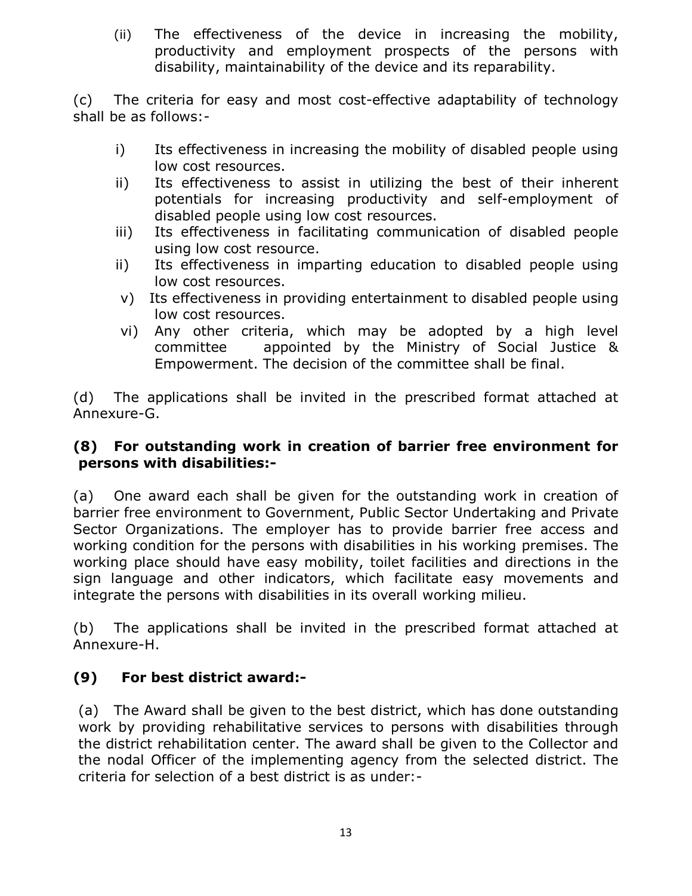(ii) The effectiveness of the device in increasing the mobility, productivity and employment prospects of the persons with disability, maintainability of the device and its reparability.

(c) The criteria for easy and most cost-effective adaptability of technology shall be as follows:-

i) Its effectiveness in increasing the mobility of disabled people using low cost resources.

ii) Its effectiveness to assist in utilizing the best of their inherent potentials for increasing productivity and self-employment of disabled people using low cost resources.

iii) Its effectiveness in facilitating communication of disabled people using low cost resource.

ii) Its effectiveness in imparting education to disabled people using low cost resources.

v) Its effectiveness in providing entertainment to disabled people using low cost resources.

vi) Any other criteria, which may be adopted by a high level committee appointed by the Ministry of Social Justice & Empowerment. The decision of the committee shall be final.

(d) The applications shall be invited in the prescribed format attached at Annexure-G.

**(8) For outstanding work in creation of barrier free environment for persons with disabilities:-**

(a) One award each shall be given for the outstanding work in creation of barrier free environment to Government, Public Sector Undertaking and Private Sector Organizations. The employer has to provide barrier free access and working condition for the persons with disabilities in his working premises. The working place should have easy mobility, toilet facilities and directions in the sign language and other indicators, which facilitate easy movements and integrate the persons with disabilities in its overall working milieu.

(b) The applications shall be invited in the prescribed format attached at Annexure-H.

**(9) For best district award:-**

(a) The Award shall be given to the best district, which has done outstanding work by providing rehabilitative services to persons with disabilities through the district rehabilitation center. The award shall be given to the Collector and the nodal Officer of the implementing agency from the selected district. The criteria for selection of a best district is as under:-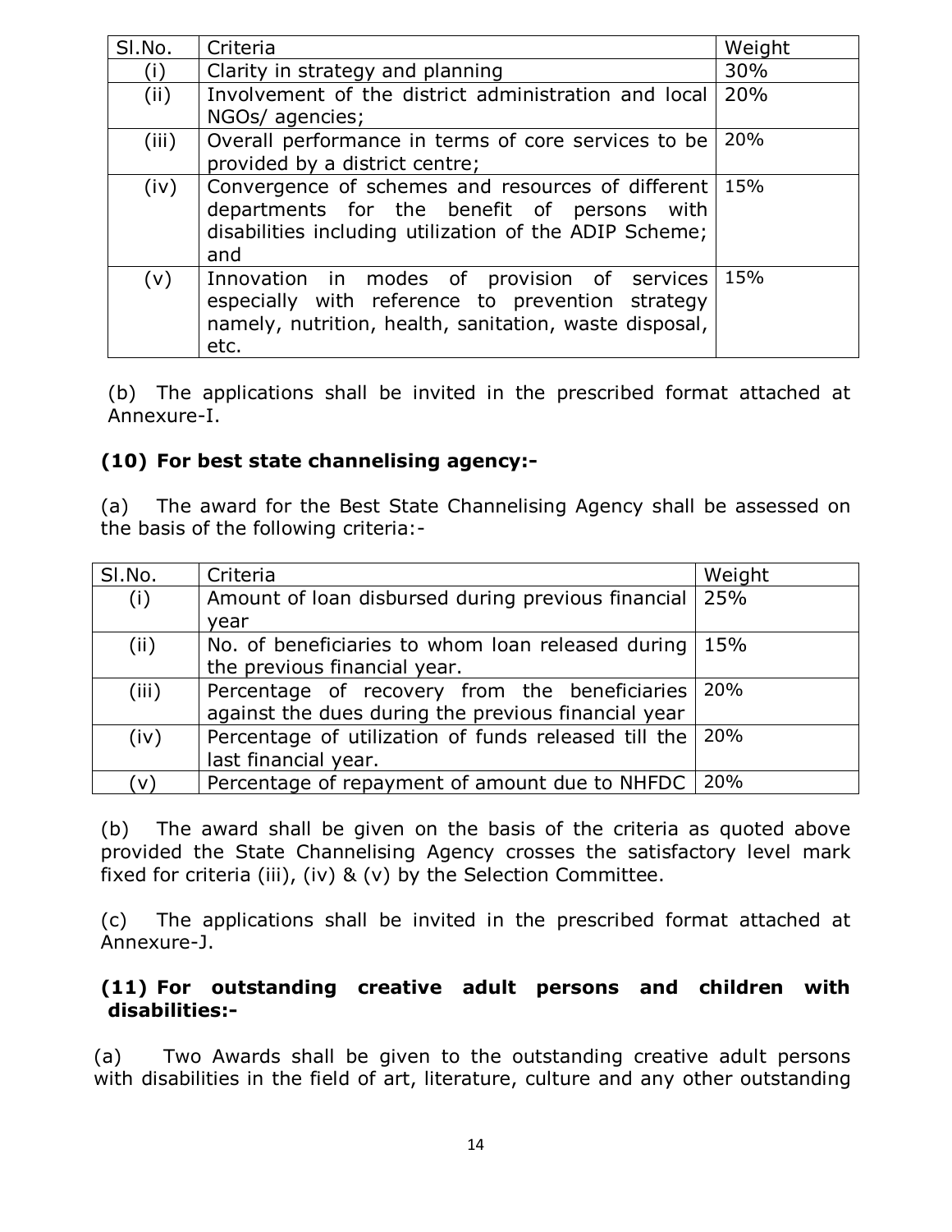| Sl.No. | Criteria | Weight |
|---|---|---|
| (i) | Clarity in strategy and planning | 30% |
| (ii) | Involvement of the district administration and local NGOs/ agencies; | 20% |
| (iii) | Overall performance in terms of core services to be provided by a district centre; | 20% |
| (iv) | Convergence of schemes and resources of different departments for the benefit of persons with disabilities including utilization of the ADIP Scheme; and | 15% |
| (v) | Innovation in modes of provision of services especially with reference to prevention strategy namely, nutrition, health, sanitation, waste disposal, etc. | 15% |

(b) The applications shall be invited in the prescribed format attached at Annexure-I.

### (10) For best state channelising agency:-

(a) The award for the Best State Channelising Agency shall be assessed on the basis of the following criteria:-

| Sl.No. | Criteria | Weight |
|---|---|---|
| (i) | Amount of loan disbursed during previous financial year | 25% |
| (ii) | No. of beneficiaries to whom loan released during the previous financial year. | 15% |
| (iii) | Percentage of recovery from the beneficiaries against the dues during the previous financial year | 20% |
| (iv) | Percentage of utilization of funds released till the last financial year. | 20% |
| (v) | Percentage of repayment of amount due to NHFDC | 20% |

(b) The award shall be given on the basis of the criteria as quoted above provided the State Channelising Agency crosses the satisfactory level mark fixed for criteria (iii), (iv) & (v) by the Selection Committee.

(c) The applications shall be invited in the prescribed format attached at Annexure-J.

### (11) For outstanding creative adult persons and children with disabilities:-

(a) Two Awards shall be given to the outstanding creative adult persons with disabilities in the field of art, literature, culture and any other outstanding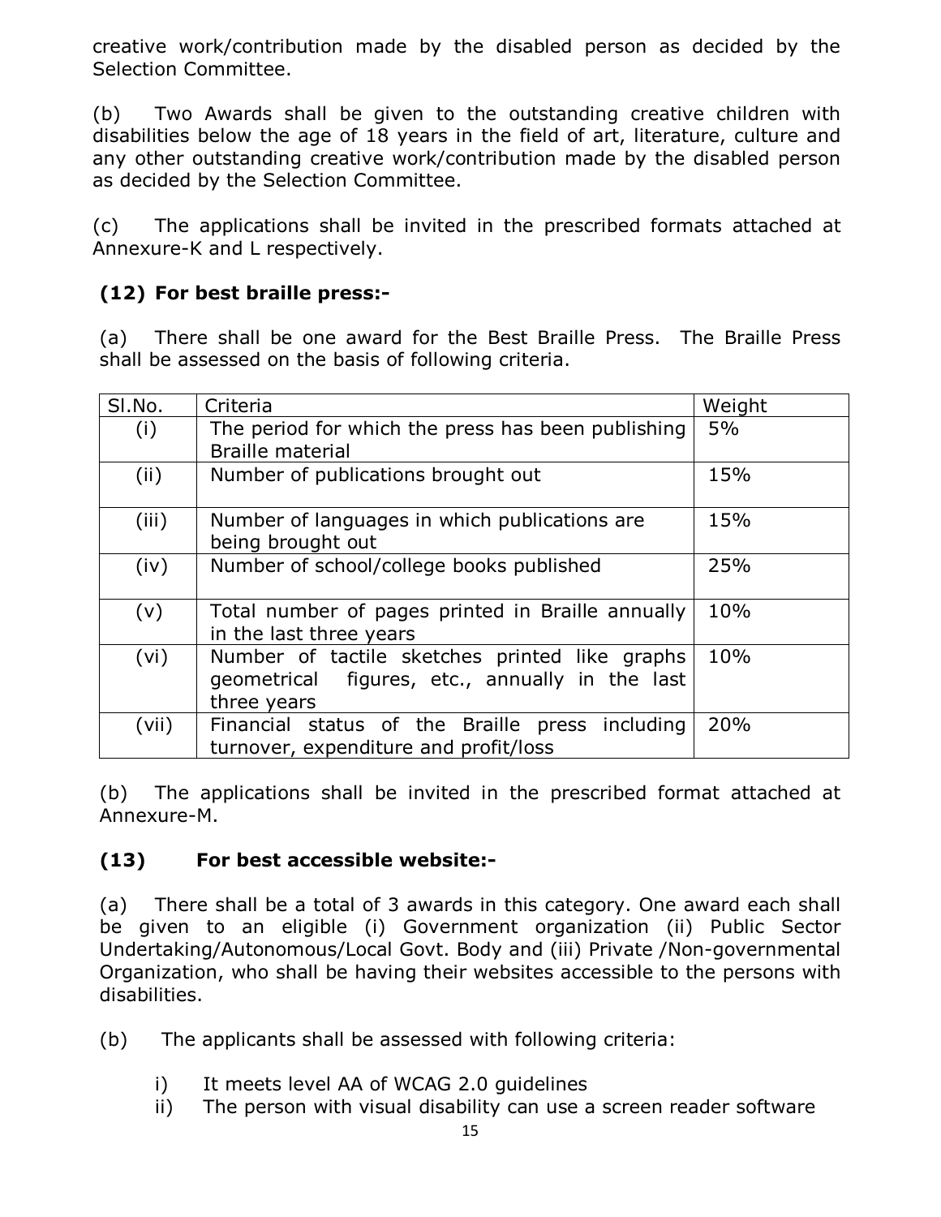creative work/contribution made by the disabled person as decided by the Selection Committee.

(b) Two Awards shall be given to the outstanding creative children with disabilities below the age of 18 years in the field of art, literature, culture and any other outstanding creative work/contribution made by the disabled person as decided by the Selection Committee.

(c) The applications shall be invited in the prescribed formats attached at Annexure-K and L respectively.

### (12) For best braille press:-

(a) There shall be one award for the Best Braille Press. The Braille Press shall be assessed on the basis of following criteria.

| Sl.No. | Criteria | Weight |
|---|---|---|
| (i) | The period for which the press has been publishing Braille material | 5% |
| (ii) | Number of publications brought out | 15% |
| (iii) | Number of languages in which publications are being brought out | 15% |
| (iv) | Number of school/college books published | 25% |
| (v) | Total number of pages printed in Braille annually in the last three years | 10% |
| (vi) | Number of tactile sketches printed like graphs geometrical figures, etc., annually in the last three years | 10% |
| (vii) | Financial status of the Braille press including turnover, expenditure and profit/loss | 20% |

(b) The applications shall be invited in the prescribed format attached at Annexure-M.

### (13) For best accessible website:-

(a) There shall be a total of 3 awards in this category. One award each shall be given to an eligible (i) Government organization (ii) Public Sector Undertaking/Autonomous/Local Govt. Body and (iii) Private /Non-governmental Organization, who shall be having their websites accessible to the persons with disabilities.

(b) The applicants shall be assessed with following criteria:

i) It meets level AA of WCAG 2.0 guidelines
ii) The person with visual disability can use a screen reader software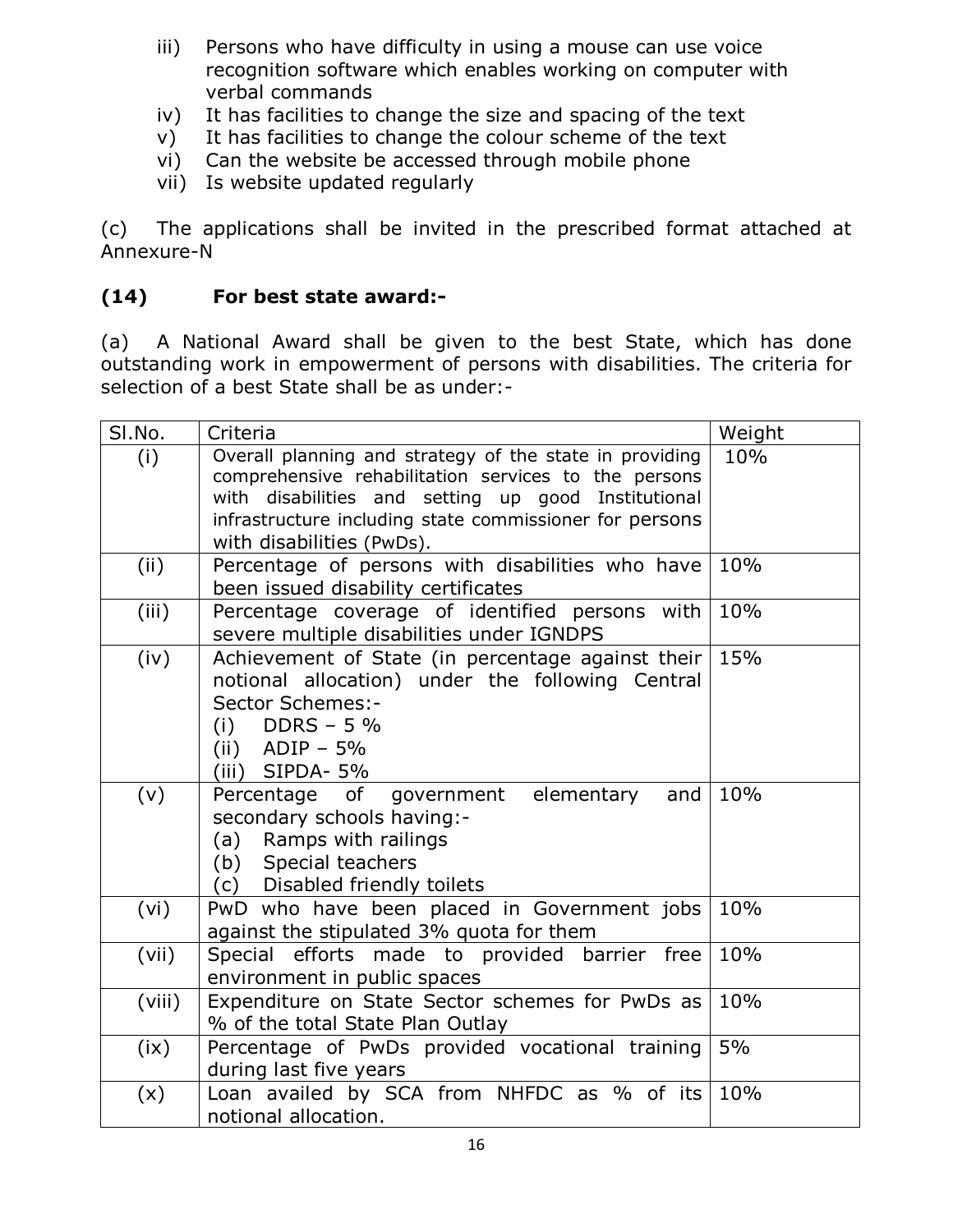iii) Persons who have difficulty in using a mouse can use voice recognition software which enables working on computer with verbal commands
iv) It has facilities to change the size and spacing of the text
v) It has facilities to change the colour scheme of the text
vi) Can the website be accessed through mobile phone
vii) Is website updated regularly

(c) The applications shall be invited in the prescribed format attached at Annexure-N

## (14) For best state award:-

(a) A National Award shall be given to the best State, which has done outstanding work in empowerment of persons with disabilities. The criteria for selection of a best State shall be as under:-

| Sl.No. | Criteria | Weight |
|---|---|---|
| (i) | Overall planning and strategy of the state in providing comprehensive rehabilitation services to the persons with disabilities and setting up good Institutional infrastructure including state commissioner for persons with disabilities (PwDs). | 10% |
| (ii) | Percentage of persons with disabilities who have been issued disability certificates | 10% |
| (iii) | Percentage coverage of identified persons with severe multiple disabilities under IGNDPS | 10% |
| (iv) | Achievement of State (in percentage against their notional allocation) under the following Central Sector Schemes:-<br>(i) DDRS – 5 %<br>(ii) ADIP – 5%<br>(iii) SIPDA- 5% | 15% |
| (v) | Percentage of government elementary and secondary schools having:-<br>(a) Ramps with railings<br>(b) Special teachers<br>(c) Disabled friendly toilets | 10% |
| (vi) | PwD who have been placed in Government jobs against the stipulated 3% quota for them | 10% |
| (vii) | Special efforts made to provided barrier free environment in public spaces | 10% |
| (viii) | Expenditure on State Sector schemes for PwDs as % of the total State Plan Outlay | 10% |
| (ix) | Percentage of PwDs provided vocational training during last five years | 5% |
| (x) | Loan availed by SCA from NHFDC as % of its notional allocation. | 10% |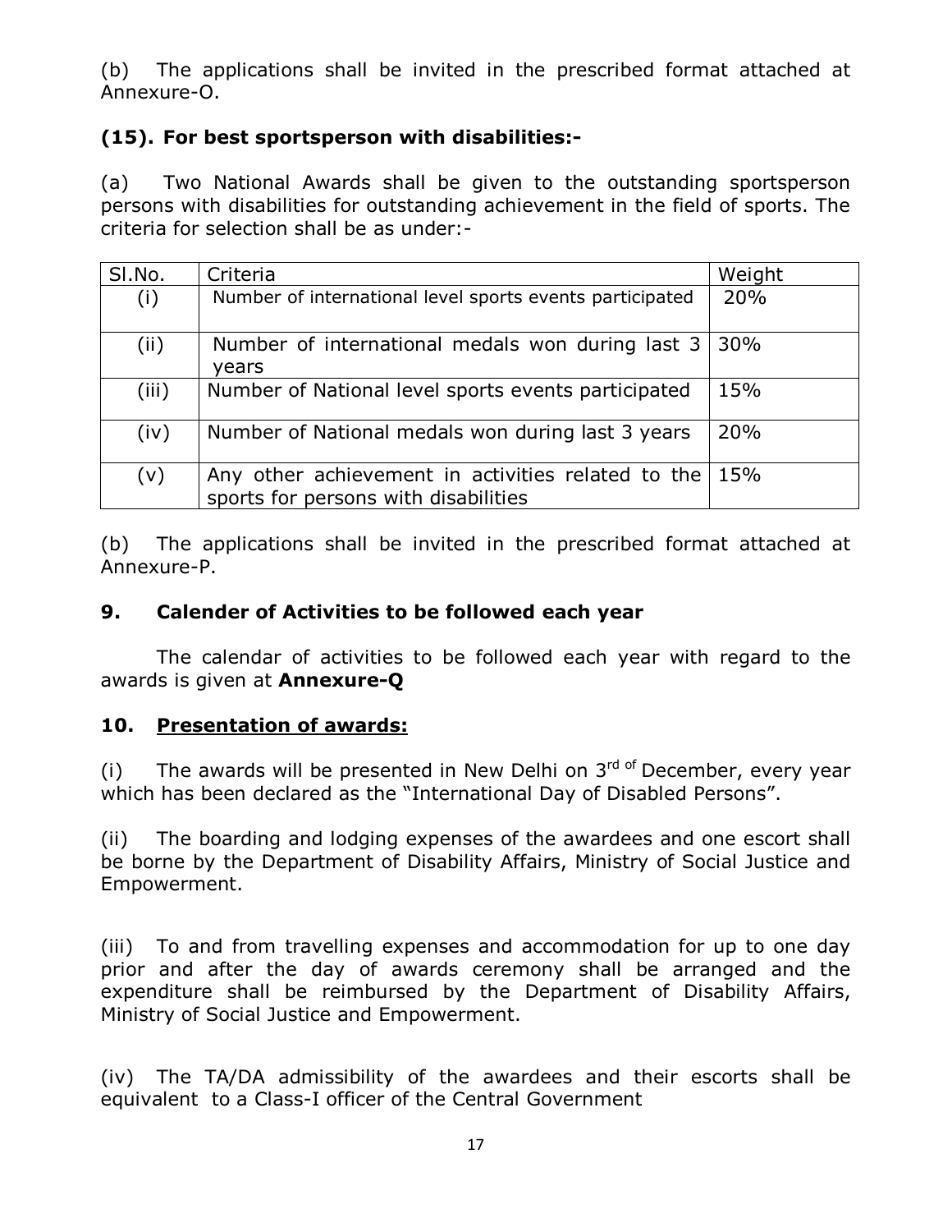(b) The applications shall be invited in the prescribed format attached at Annexure-O.

### (15). For best sportsperson with disabilities:-

(a) Two National Awards shall be given to the outstanding sportsperson persons with disabilities for outstanding achievement in the field of sports. The criteria for selection shall be as under:-

| Sl.No. | Criteria | Weight |
|---|---|---|
| (i) | Number of international level sports events participated | 20% |
| (ii) | Number of international medals won during last 3 years | 30% |
| (iii) | Number of National level sports events participated | 15% |
| (iv) | Number of National medals won during last 3 years | 20% |
| (v) | Any other achievement in activities related to the sports for persons with disabilities | 15% |

(b) The applications shall be invited in the prescribed format attached at Annexure-P.

## 9. Calender of Activities to be followed each year

The calendar of activities to be followed each year with regard to the awards is given at **Annexure-Q**

## 10. Presentation of awards:

(i) The awards will be presented in New Delhi on 3rd of December, every year which has been declared as the "International Day of Disabled Persons".

(ii) The boarding and lodging expenses of the awardees and one escort shall be borne by the Department of Disability Affairs, Ministry of Social Justice and Empowerment.

(iii) To and from travelling expenses and accommodation for up to one day prior and after the day of awards ceremony shall be arranged and the expenditure shall be reimbursed by the Department of Disability Affairs, Ministry of Social Justice and Empowerment.

(iv) The TA/DA admissibility of the awardees and their escorts shall be equivalent to a Class-I officer of the Central Government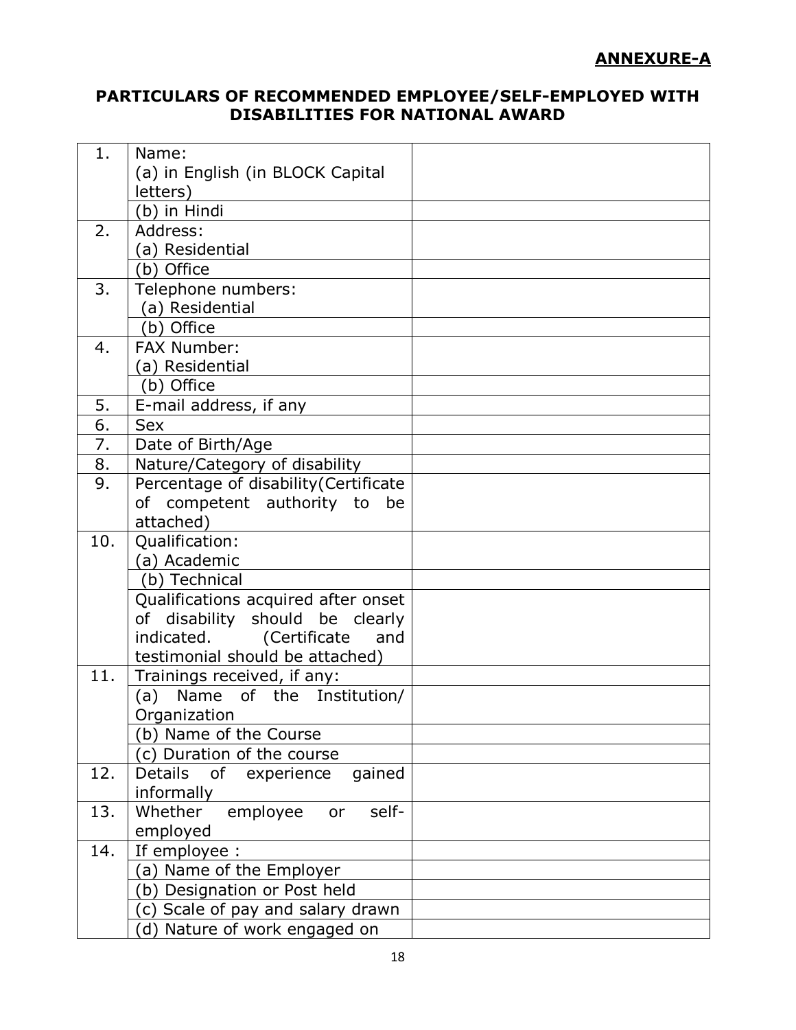**ANNEXURE-A**

## PARTICULARS OF RECOMMENDED EMPLOYEE/SELF-EMPLOYED WITH DISABILITIES FOR NATIONAL AWARD

| | | |
|---|---|---|
| 1. | Name:<br>(a) in English (in BLOCK Capital letters) | |
| | (b) in Hindi | |
| 2. | Address:<br>(a) Residential | |
| | (b) Office | |
| 3. | Telephone numbers:<br>(a) Residential | |
| | (b) Office | |
| 4. | FAX Number:<br>(a) Residential | |
| | (b) Office | |
| 5. | E-mail address, if any | |
| 6. | Sex | |
| 7. | Date of Birth/Age | |
| 8. | Nature/Category of disability | |
| 9. | Percentage of disability(Certificate of competent authority to be attached) | |
| 10. | Qualification:<br>(a) Academic | |
| | (b) Technical | |
| | Qualifications acquired after onset of disability should be clearly indicated. (Certificate and testimonial should be attached) | |
| 11. | Trainings received, if any: | |
| | (a) Name of the Institution/ Organization | |
| | (b) Name of the Course | |
| | (c) Duration of the course | |
| 12. | Details of experience gained informally | |
| 13. | Whether employee or self-employed | |
| 14. | If employee : | |
| | (a) Name of the Employer | |
| | (b) Designation or Post held | |
| | (c) Scale of pay and salary drawn | |
| | (d) Nature of work engaged on | |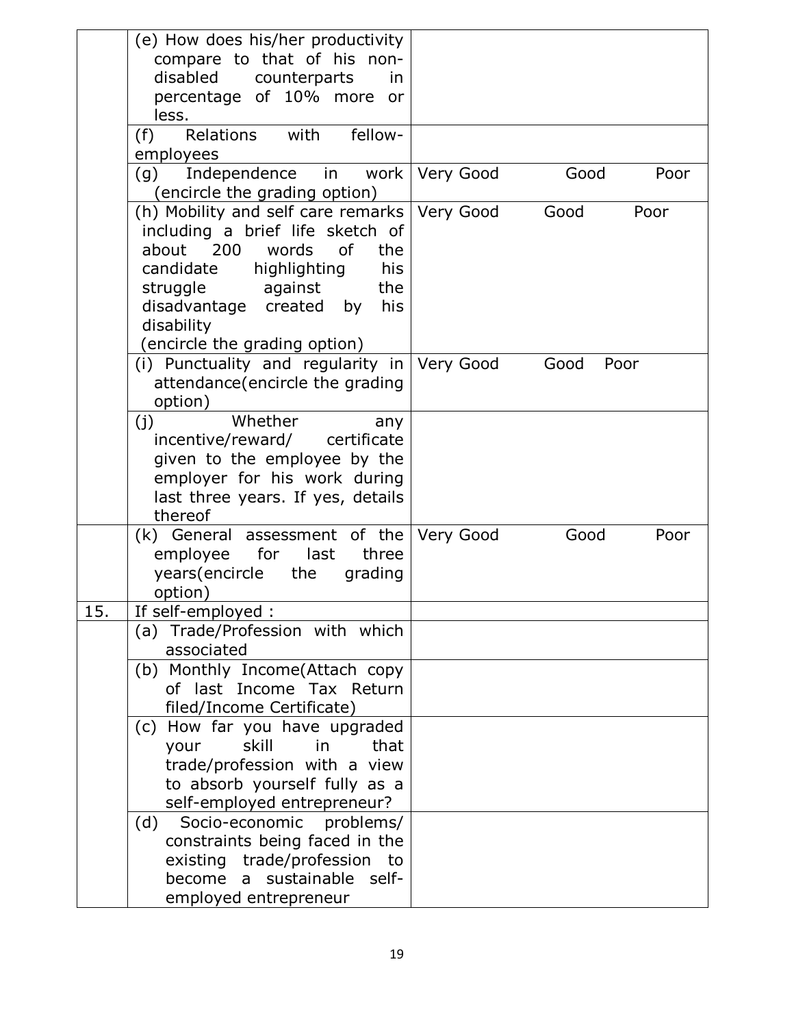| | | |
|---|---|---|
| | (e) How does his/her productivity compare to that of his non-disabled counterparts in percentage of 10% more or less. | |
| | (f) Relations with fellow-employees | |
| | (g) Independence in work (encircle the grading option) | Very Good Good Poor |
| | (h) Mobility and self care remarks including a brief life sketch of about 200 words of the candidate highlighting his struggle against the disadvantage created by his disability (encircle the grading option) | Very Good Good Poor |
| | (i) Punctuality and regularity in attendance(encircle the grading option) | Very Good Good Poor |
| | (j) Whether any incentive/reward/ certificate given to the employee by the employer for his work during last three years. If yes, details thereof | |
| | (k) General assessment of the employee for last three years(encircle the grading option) | Very Good Good Poor |
| 15. | If self-employed : | |
| | (a) Trade/Profession with which associated | |
| | (b) Monthly Income(Attach copy of last Income Tax Return filed/Income Certificate) | |
| | (c) How far you have upgraded your skill in that trade/profession with a view to absorb yourself fully as a self-employed entrepreneur? | |
| | (d) Socio-economic problems/ constraints being faced in the existing trade/profession to become a sustainable self-employed entrepreneur | |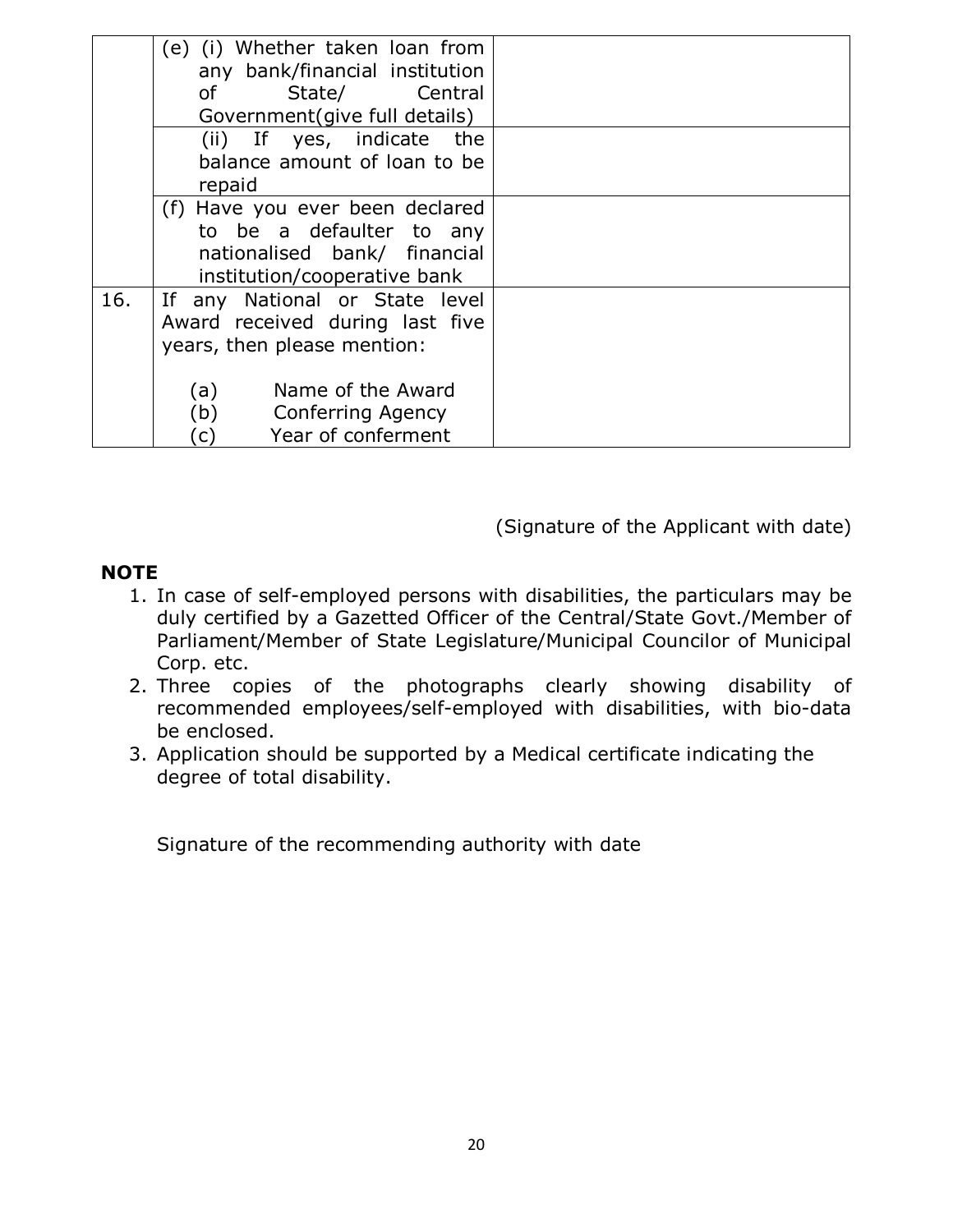| | | |
|---|---|---|
| | (e) (i) Whether taken loan from any bank/financial institution of State/ Central Government(give full details) | |
| | (ii) If yes, indicate the balance amount of loan to be repaid | |
| | (f) Have you ever been declared to be a defaulter to any nationalised bank/ financial institution/cooperative bank | |
| 16. | If any National or State level Award received during last five years, then please mention:<br><br>(a) Name of the Award<br>(b) Conferring Agency<br>(c) Year of conferment | |

(Signature of the Applicant with date)

**NOTE**

1. In case of self-employed persons with disabilities, the particulars may be duly certified by a Gazetted Officer of the Central/State Govt./Member of Parliament/Member of State Legislature/Municipal Councilor of Municipal Corp. etc.
2. Three copies of the photographs clearly showing disability of recommended employees/self-employed with disabilities, with bio-data be enclosed.
3. Application should be supported by a Medical certificate indicating the degree of total disability.

Signature of the recommending authority with date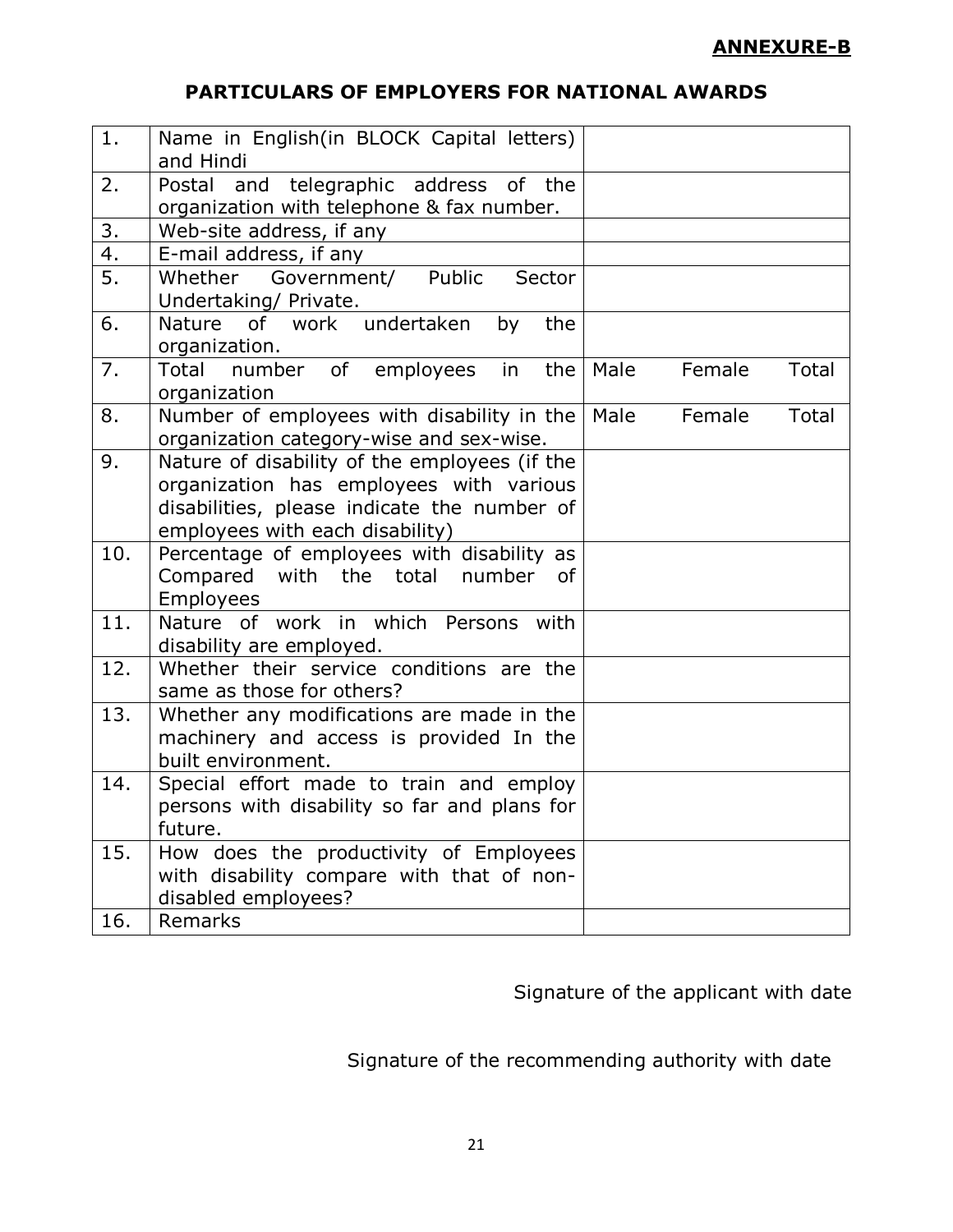**ANNEXURE-B**

## PARTICULARS OF EMPLOYERS FOR NATIONAL AWARDS

| | | |
|---|---|---|
| 1. | Name in English(in BLOCK Capital letters) and Hindi | |
| 2. | Postal and telegraphic address of the organization with telephone & fax number. | |
| 3. | Web-site address, if any | |
| 4. | E-mail address, if any | |
| 5. | Whether Government/ Public Sector Undertaking/ Private. | |
| 6. | Nature of work undertaken by the organization. | |
| 7. | Total number of employees in the organization | Male Female Total |
| 8. | Number of employees with disability in the organization category-wise and sex-wise. | Male Female Total |
| 9. | Nature of disability of the employees (if the organization has employees with various disabilities, please indicate the number of employees with each disability) | |
| 10. | Percentage of employees with disability as Compared with the total number of Employees | |
| 11. | Nature of work in which Persons with disability are employed. | |
| 12. | Whether their service conditions are the same as those for others? | |
| 13. | Whether any modifications are made in the machinery and access is provided In the built environment. | |
| 14. | Special effort made to train and employ persons with disability so far and plans for future. | |
| 15. | How does the productivity of Employees with disability compare with that of non-disabled employees? | |
| 16. | Remarks | |

Signature of the applicant with date

Signature of the recommending authority with date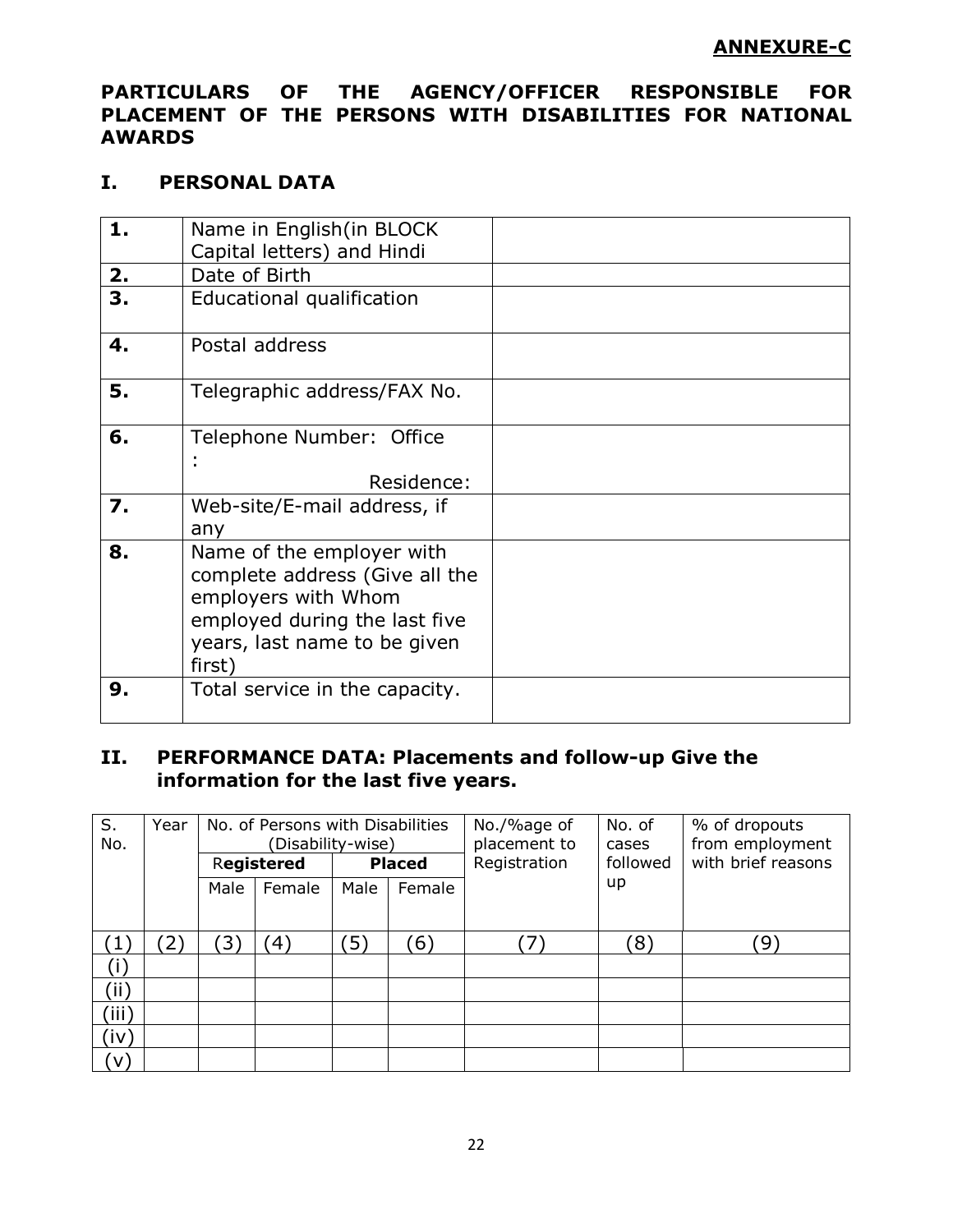**ANNEXURE-C**

## PARTICULARS OF THE AGENCY/OFFICER RESPONSIBLE FOR PLACEMENT OF THE PERSONS WITH DISABILITIES FOR NATIONAL AWARDS

### I. PERSONAL DATA

| | | |
|---|---|---|
| **1.** | Name in English(in BLOCK Capital letters) and Hindi | |
| **2.** | Date of Birth | |
| **3.** | Educational qualification | |
| **4.** | Postal address | |
| **5.** | Telegraphic address/FAX No. | |
| **6.** | Telephone Number: Office : Residence: | |
| **7.** | Web-site/E-mail address, if any | |
| **8.** | Name of the employer with complete address (Give all the employers with Whom employed during the last five years, last name to be given first) | |
| **9.** | Total service in the capacity. | |

### II. PERFORMANCE DATA: Placements and follow-up Give the information for the last five years.

| S. No. | Year | No. of Persons with Disabilities (Disability-wise) | | | | No./%age of placement to Registration | No. of cases followed up | % of dropouts from employment with brief reasons |
|---|---|---|---|---|---|---|---|---|
| | | **Registered** | | **Placed** | | | | |
| | | Male | Female | Male | Female | | | |
| (1) | (2) | (3) | (4) | (5) | (6) | (7) | (8) | (9) |
| (i) | | | | | | | | |
| (ii) | | | | | | | | |
| (iii) | | | | | | | | |
| (iv) | | | | | | | | |
| (v) | | | | | | | | |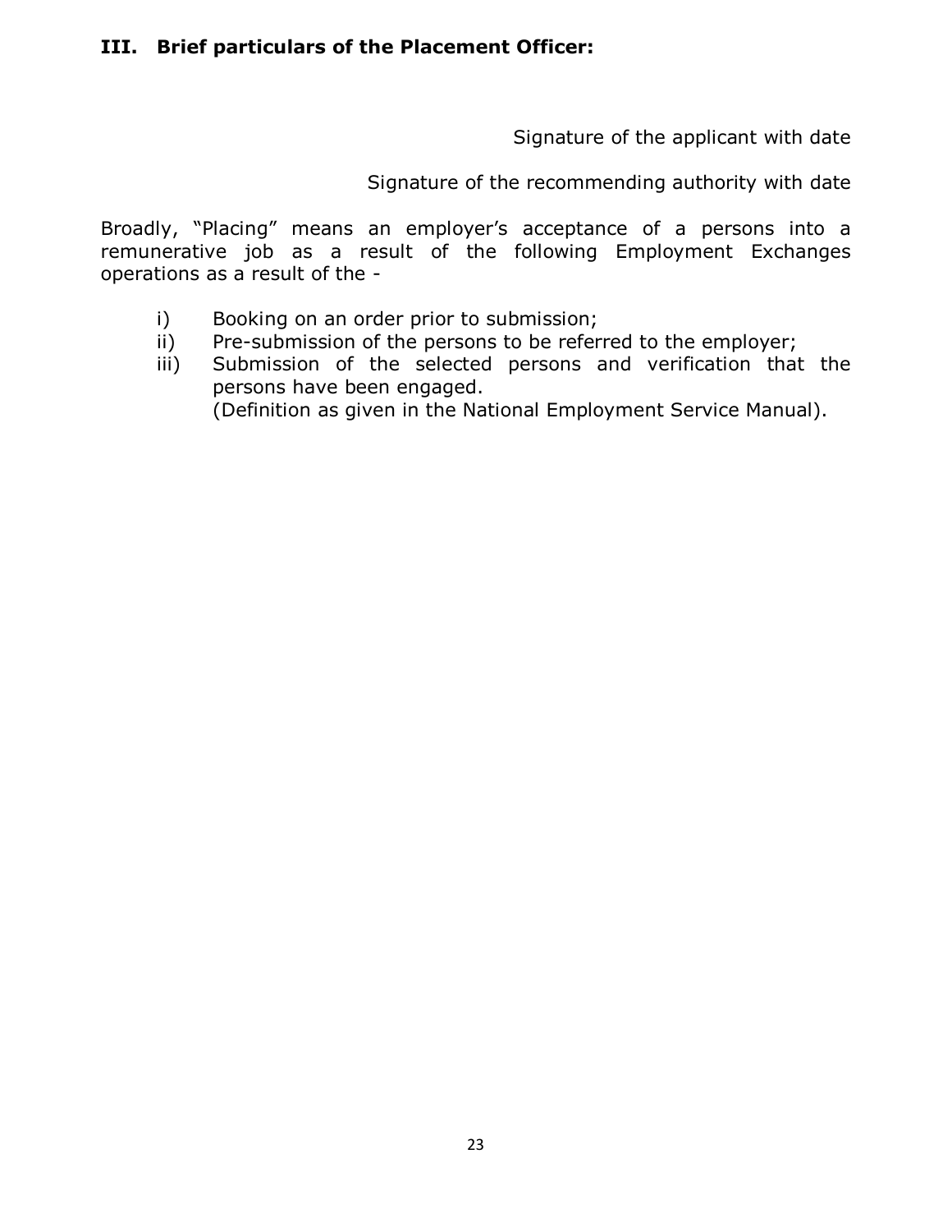### III. Brief particulars of the Placement Officer:

Signature of the applicant with date

Signature of the recommending authority with date

Broadly, "Placing" means an employer's acceptance of a persons into a remunerative job as a result of the following Employment Exchanges operations as a result of the -

i) Booking on an order prior to submission;
ii) Pre-submission of the persons to be referred to the employer;
iii) Submission of the selected persons and verification that the persons have been engaged.
(Definition as given in the National Employment Service Manual).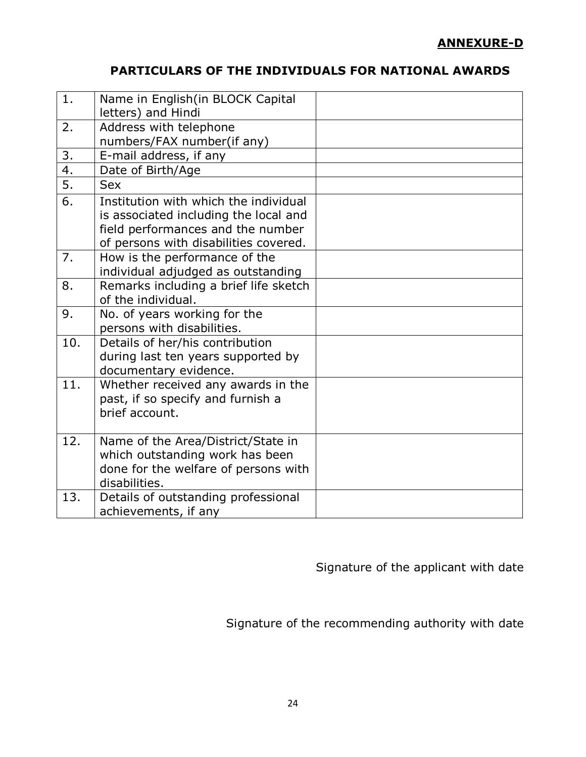**ANNEXURE-D**

## PARTICULARS OF THE INDIVIDUALS FOR NATIONAL AWARDS

| | | |
|---|---|---|
| 1. | Name in English(in BLOCK Capital letters) and Hindi | |
| 2. | Address with telephone numbers/FAX number(if any) | |
| 3. | E-mail address, if any | |
| 4. | Date of Birth/Age | |
| 5. | Sex | |
| 6. | Institution with which the individual is associated including the local and field performances and the number of persons with disabilities covered. | |
| 7. | How is the performance of the individual adjudged as outstanding | |
| 8. | Remarks including a brief life sketch of the individual. | |
| 9. | No. of years working for the persons with disabilities. | |
| 10. | Details of her/his contribution during last ten years supported by documentary evidence. | |
| 11. | Whether received any awards in the past, if so specify and furnish a brief account. | |
| 12. | Name of the Area/District/State in which outstanding work has been done for the welfare of persons with disabilities. | |
| 13. | Details of outstanding professional achievements, if any | |

Signature of the applicant with date

Signature of the recommending authority with date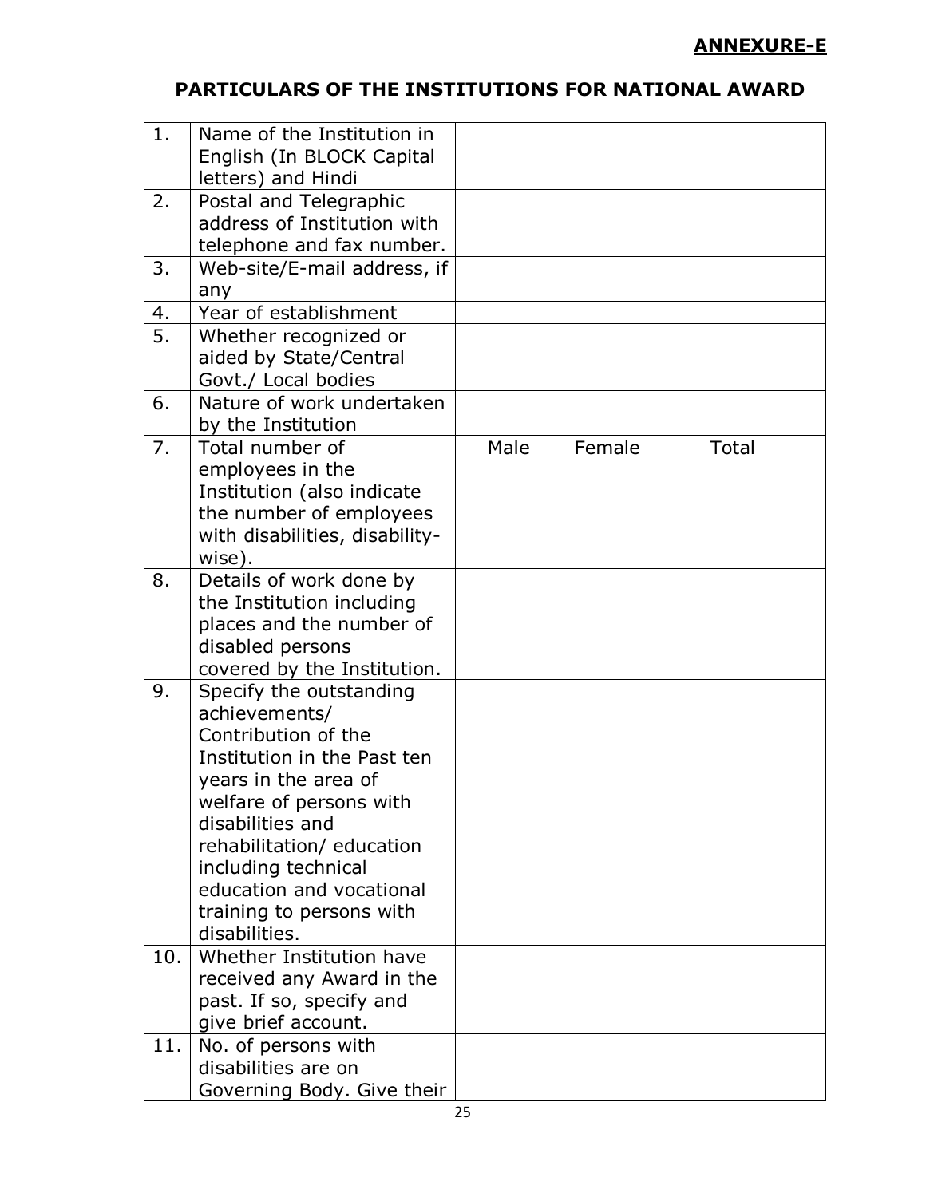**ANNEXURE-E**

## PARTICULARS OF THE INSTITUTIONS FOR NATIONAL AWARD

| | | |
|---|---|---|
| 1. | Name of the Institution in English (In BLOCK Capital letters) and Hindi | |
| 2. | Postal and Telegraphic address of Institution with telephone and fax number. | |
| 3. | Web-site/E-mail address, if any | |
| 4. | Year of establishment | |
| 5. | Whether recognized or aided by State/Central Govt./ Local bodies | |
| 6. | Nature of work undertaken by the Institution | |
| 7. | Total number of employees in the Institution (also indicate the number of employees with disabilities, disability-wise). | Male Female Total |
| 8. | Details of work done by the Institution including places and the number of disabled persons covered by the Institution. | |
| 9. | Specify the outstanding achievements/ Contribution of the Institution in the Past ten years in the area of welfare of persons with disabilities and rehabilitation/ education including technical education and vocational training to persons with disabilities. | |
| 10. | Whether Institution have received any Award in the past. If so, specify and give brief account. | |
| 11. | No. of persons with disabilities are on Governing Body. Give their | |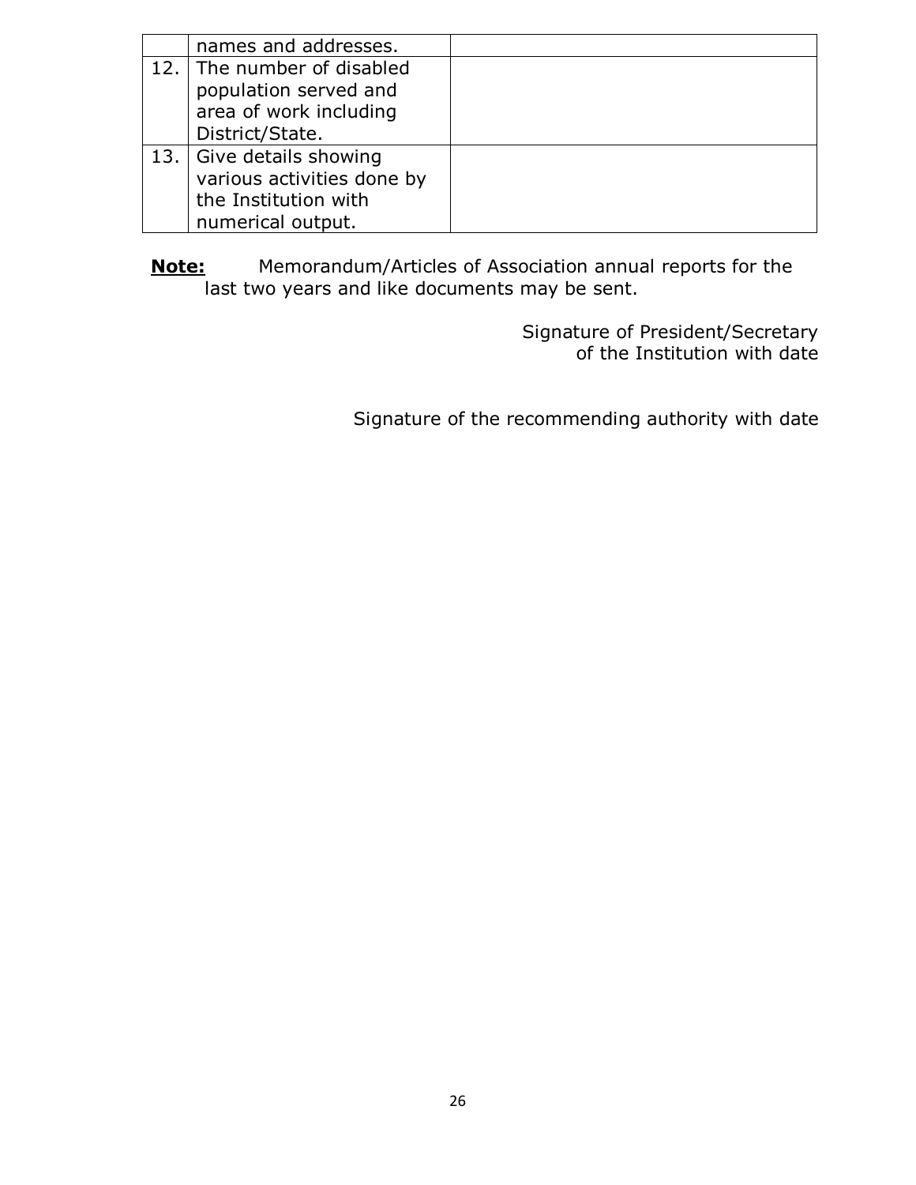| | | |
|---|---|---|
| | names and addresses. | |
| 12. | The number of disabled population served and area of work including District/State. | |
| 13. | Give details showing various activities done by the Institution with numerical output. | |

**Note:** Memorandum/Articles of Association annual reports for the last two years and like documents may be sent.

Signature of President/Secretary
of the Institution with date

Signature of the recommending authority with date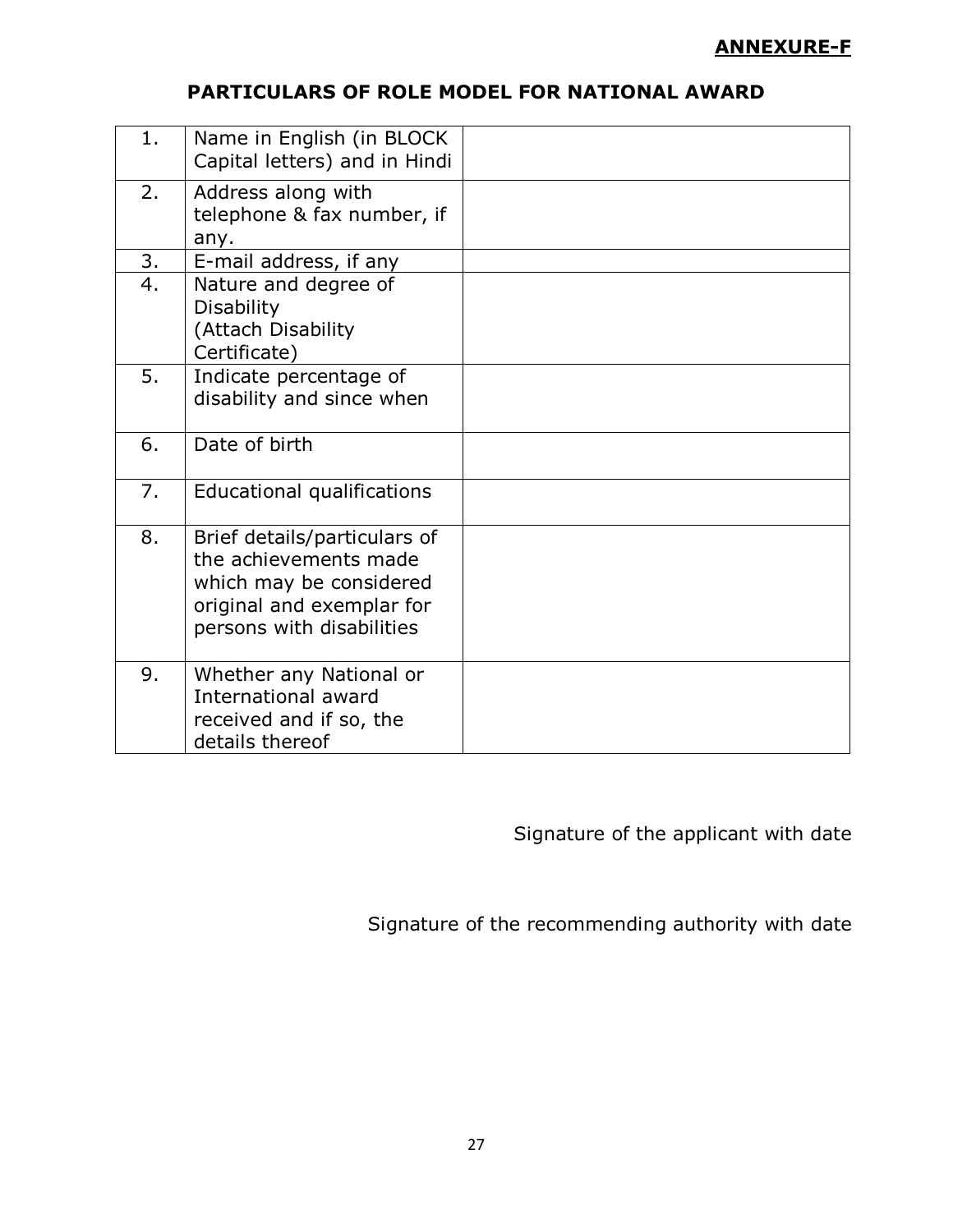**ANNEXURE-F**

## PARTICULARS OF ROLE MODEL FOR NATIONAL AWARD

| | | |
|---|---|---|
| 1. | Name in English (in BLOCK Capital letters) and in Hindi | |
| 2. | Address along with telephone & fax number, if any. | |
| 3. | E-mail address, if any | |
| 4. | Nature and degree of Disability (Attach Disability Certificate) | |
| 5. | Indicate percentage of disability and since when | |
| 6. | Date of birth | |
| 7. | Educational qualifications | |
| 8. | Brief details/particulars of the achievements made which may be considered original and exemplar for persons with disabilities | |
| 9. | Whether any National or International award received and if so, the details thereof | |

Signature of the applicant with date

Signature of the recommending authority with date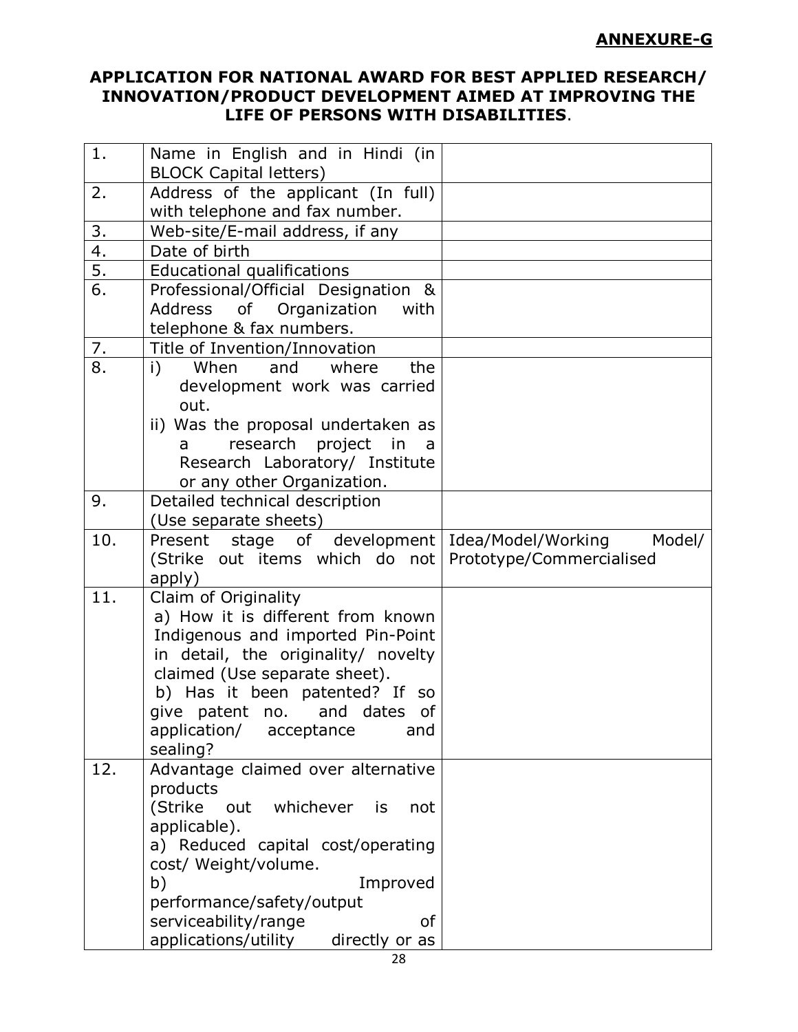**ANNEXURE-G**

**APPLICATION FOR NATIONAL AWARD FOR BEST APPLIED RESEARCH/ INNOVATION/PRODUCT DEVELOPMENT AIMED AT IMPROVING THE LIFE OF PERSONS WITH DISABILITIES**.

| | | |
|---|---|---|
| 1. | Name in English and in Hindi (in BLOCK Capital letters) | |
| 2. | Address of the applicant (In full) with telephone and fax number. | |
| 3. | Web-site/E-mail address, if any | |
| 4. | Date of birth | |
| 5. | Educational qualifications | |
| 6. | Professional/Official Designation & Address of Organization with telephone & fax numbers. | |
| 7. | Title of Invention/Innovation | |
| 8. | i) When and where the development work was carried out.<br>ii) Was the proposal undertaken as a research project in a Research Laboratory/ Institute or any other Organization. | |
| 9. | Detailed technical description (Use separate sheets) | |
| 10. | Present stage of development (Strike out items which do not apply) | Idea/Model/Working Model/ Prototype/Commercialised |
| 11. | Claim of Originality<br>a) How it is different from known Indigenous and imported Pin-Point in detail, the originality/ novelty claimed (Use separate sheet).<br>b) Has it been patented? If so give patent no. and dates of application/ acceptance and sealing? | |
| 12. | Advantage claimed over alternative products<br>(Strike out whichever is not applicable).<br>a) Reduced capital cost/operating cost/ Weight/volume.<br>b) Improved performance/safety/output serviceability/range of applications/utility directly or as | |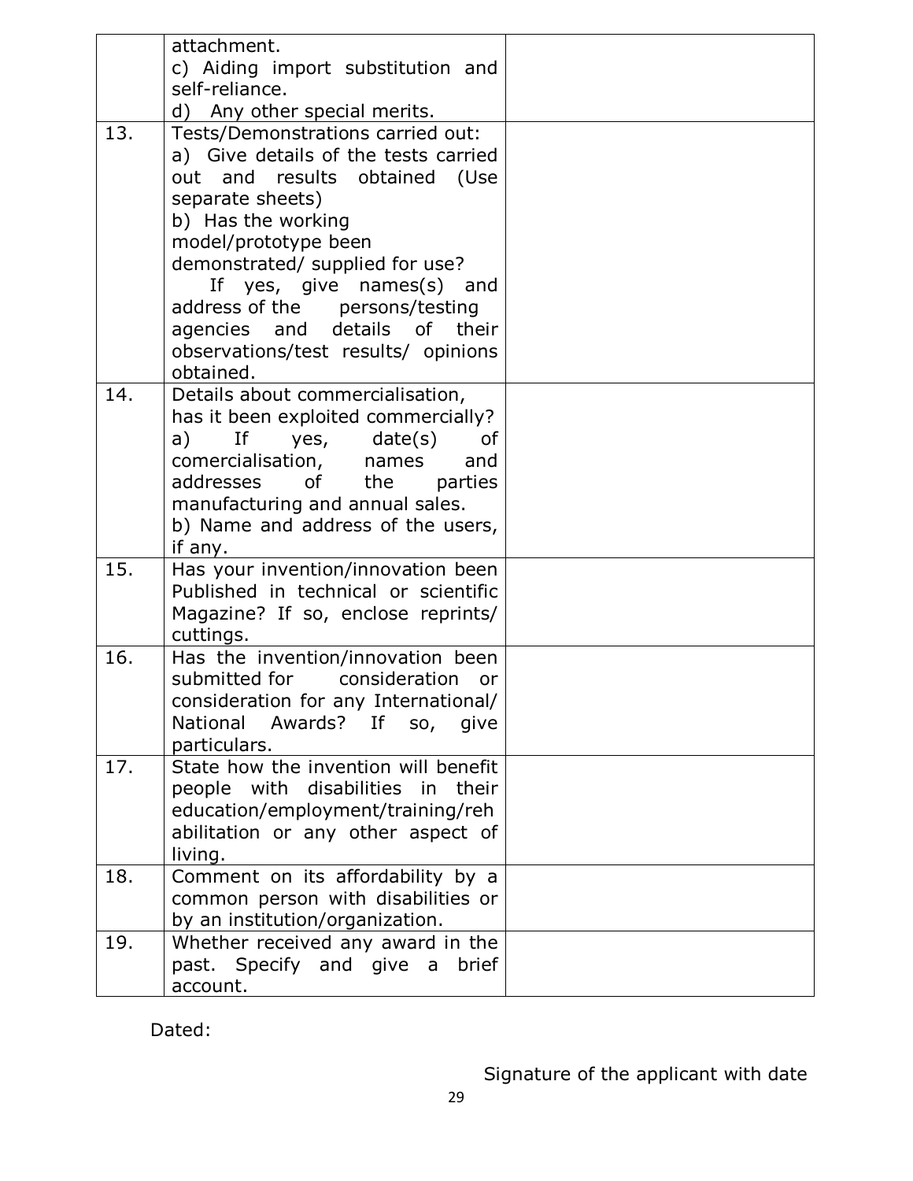| | | |
|---|---|---|
| | attachment.<br>c) Aiding import substitution and self-reliance.<br>d) Any other special merits. | |
| 13. | Tests/Demonstrations carried out:<br>a) Give details of the tests carried out and results obtained (Use separate sheets)<br>b) Has the working model/prototype been demonstrated/ supplied for use?<br>If yes, give names(s) and address of the persons/testing agencies and details of their observations/test results/ opinions obtained. | |
| 14. | Details about commercialisation, has it been exploited commercially?<br>a) If yes, date(s) of comercialisation, names and addresses of the parties manufacturing and annual sales.<br>b) Name and address of the users, if any. | |
| 15. | Has your invention/innovation been Published in technical or scientific Magazine? If so, enclose reprints/ cuttings. | |
| 16. | Has the invention/innovation been submitted for consideration or consideration for any International/ National Awards? If so, give particulars. | |
| 17. | State how the invention will benefit people with disabilities in their education/employment/training/rehabilitation or any other aspect of living. | |
| 18. | Comment on its affordability by a common person with disabilities or by an institution/organization. | |
| 19. | Whether received any award in the past. Specify and give a brief account. | |

Dated:

Signature of the applicant with date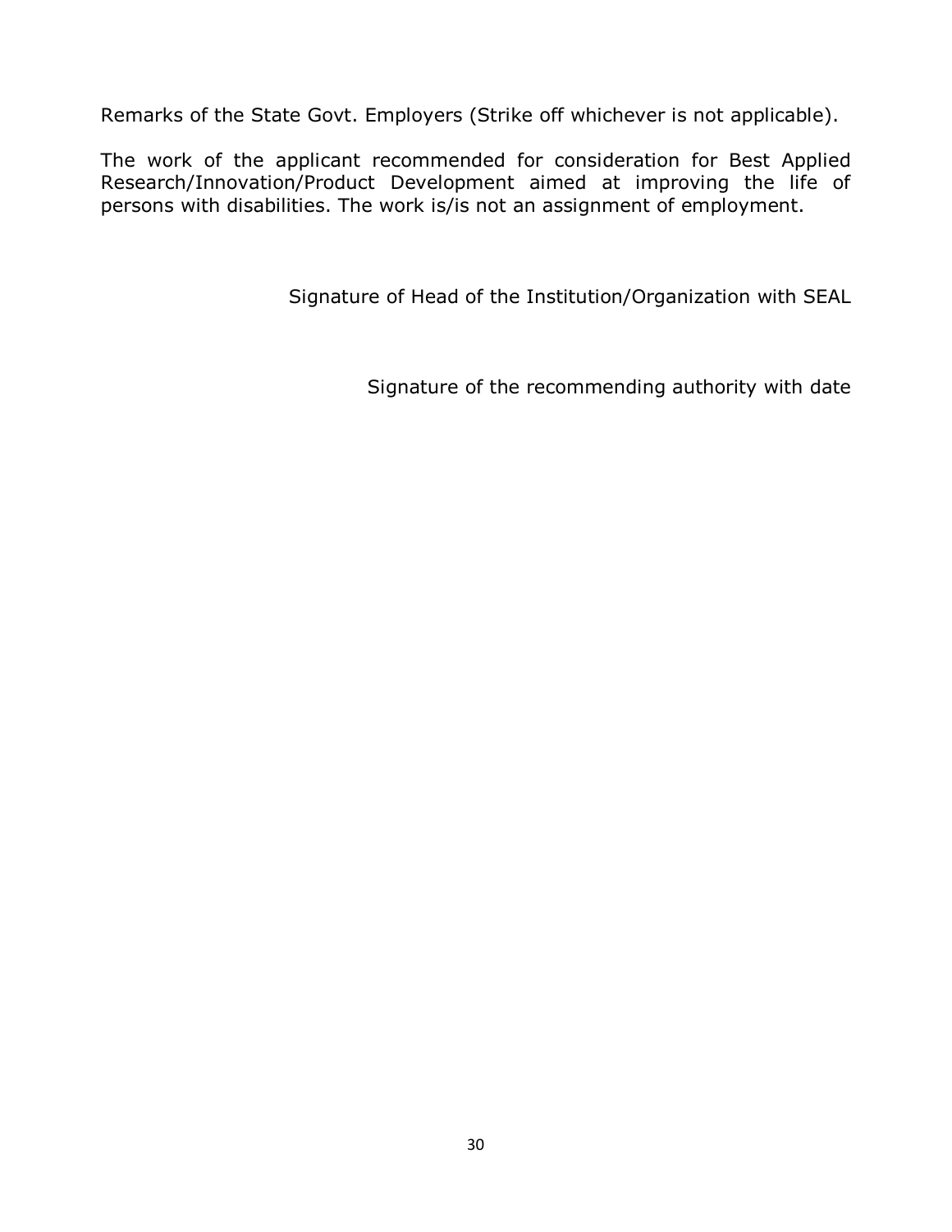Remarks of the State Govt. Employers (Strike off whichever is not applicable).

The work of the applicant recommended for consideration for Best Applied Research/Innovation/Product Development aimed at improving the life of persons with disabilities. The work is/is not an assignment of employment.

Signature of Head of the Institution/Organization with SEAL

Signature of the recommending authority with date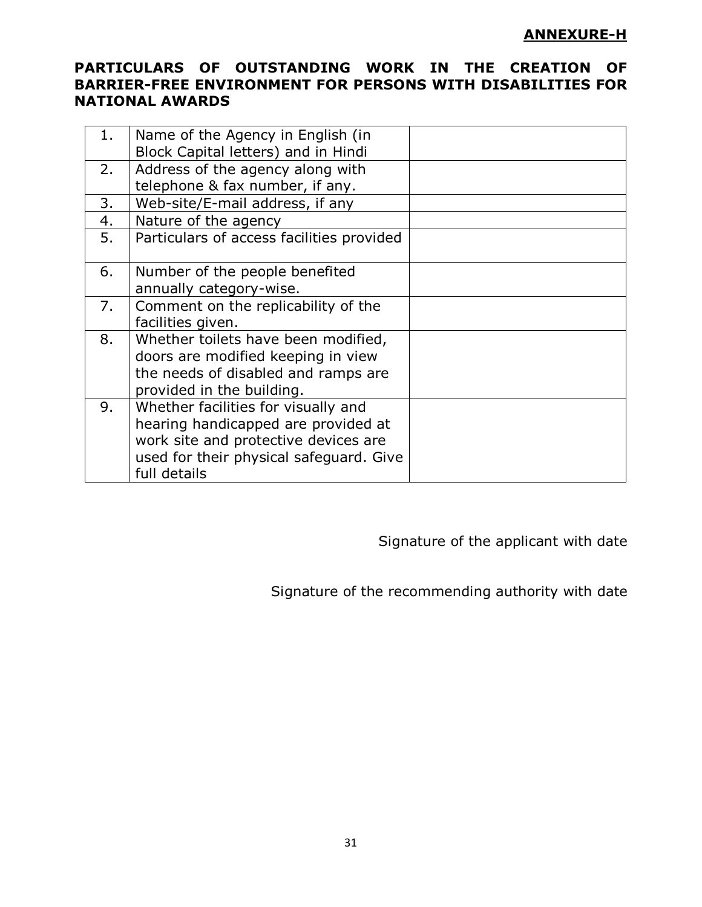**ANNEXURE-H**

**PARTICULARS OF OUTSTANDING WORK IN THE CREATION OF BARRIER-FREE ENVIRONMENT FOR PERSONS WITH DISABILITIES FOR NATIONAL AWARDS**

| | | |
|---|---|---|
| 1. | Name of the Agency in English (in Block Capital letters) and in Hindi | |
| 2. | Address of the agency along with telephone & fax number, if any. | |
| 3. | Web-site/E-mail address, if any | |
| 4. | Nature of the agency | |
| 5. | Particulars of access facilities provided | |
| 6. | Number of the people benefited annually category-wise. | |
| 7. | Comment on the replicability of the facilities given. | |
| 8. | Whether toilets have been modified, doors are modified keeping in view the needs of disabled and ramps are provided in the building. | |
| 9. | Whether facilities for visually and hearing handicapped are provided at work site and protective devices are used for their physical safeguard. Give full details | |

Signature of the applicant with date

Signature of the recommending authority with date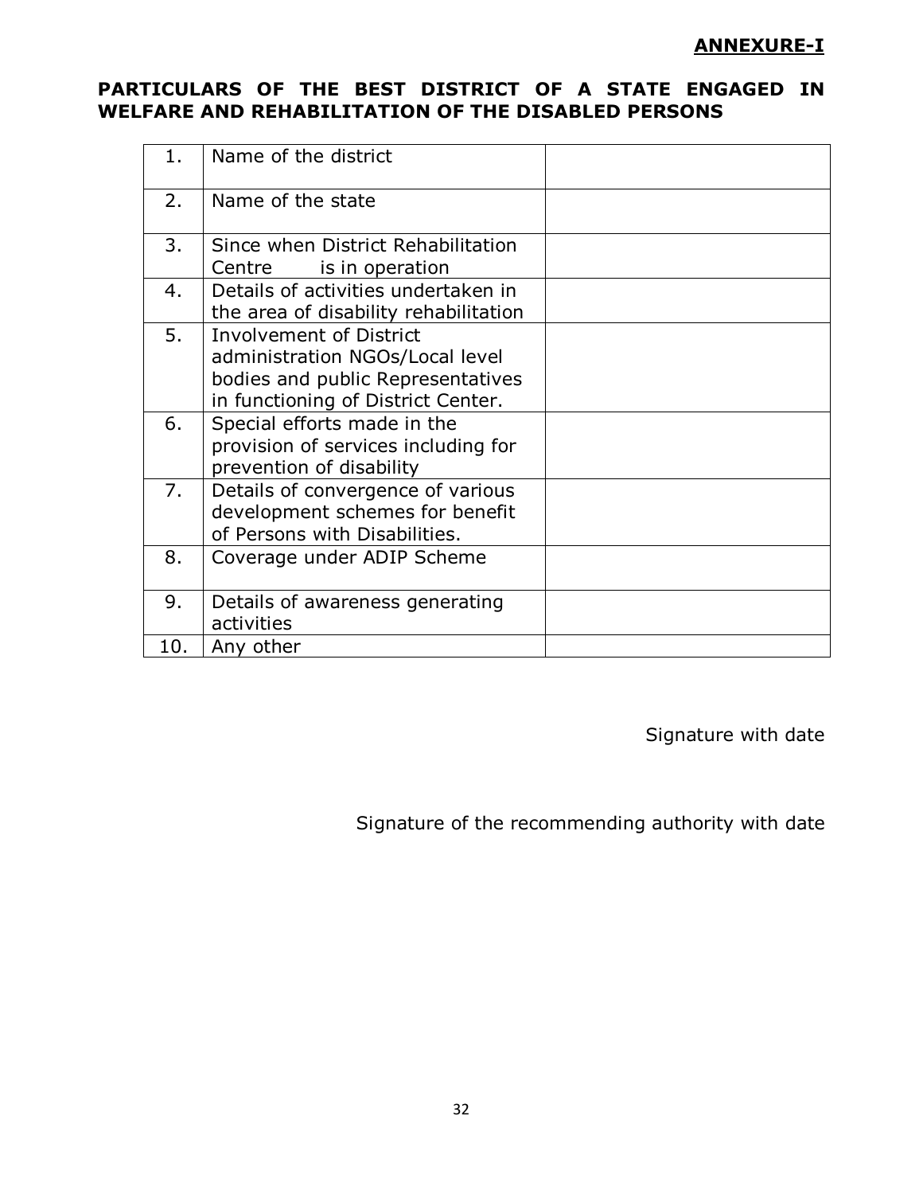**ANNEXURE-I**

## PARTICULARS OF THE BEST DISTRICT OF A STATE ENGAGED IN WELFARE AND REHABILITATION OF THE DISABLED PERSONS

| | | |
|---|---|---|
| 1. | Name of the district | |
| 2. | Name of the state | |
| 3. | Since when District Rehabilitation Centre is in operation | |
| 4. | Details of activities undertaken in the area of disability rehabilitation | |
| 5. | Involvement of District administration NGOs/Local level bodies and public Representatives in functioning of District Center. | |
| 6. | Special efforts made in the provision of services including for prevention of disability | |
| 7. | Details of convergence of various development schemes for benefit of Persons with Disabilities. | |
| 8. | Coverage under ADIP Scheme | |
| 9. | Details of awareness generating activities | |
| 10. | Any other | |

Signature with date

Signature of the recommending authority with date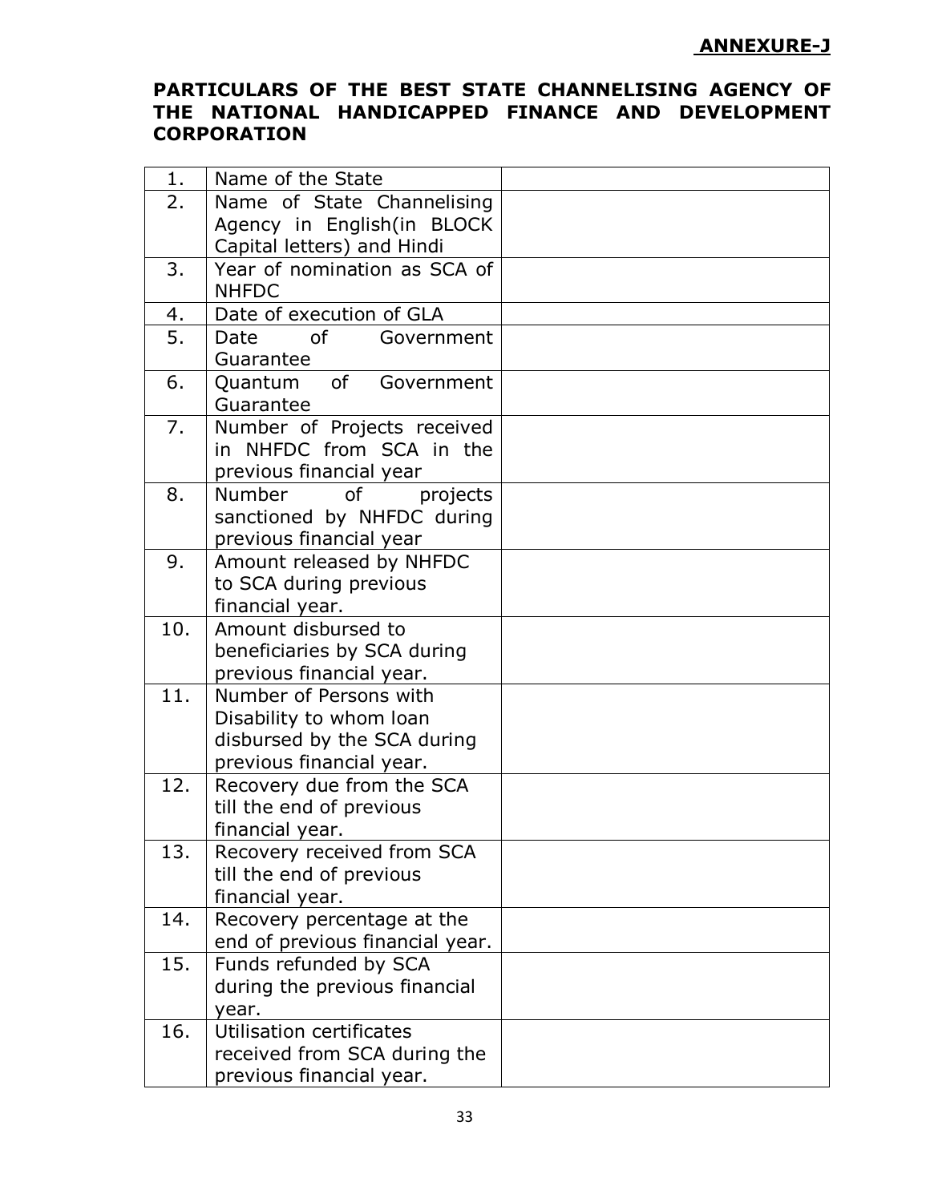**ANNEXURE-J**

## PARTICULARS OF THE BEST STATE CHANNELISING AGENCY OF THE NATIONAL HANDICAPPED FINANCE AND DEVELOPMENT CORPORATION

| | | |
|---|---|---|
| 1. | Name of the State | |
| 2. | Name of State Channelising Agency in English(in BLOCK Capital letters) and Hindi | |
| 3. | Year of nomination as SCA of NHFDC | |
| 4. | Date of execution of GLA | |
| 5. | Date of Government Guarantee | |
| 6. | Quantum of Government Guarantee | |
| 7. | Number of Projects received in NHFDC from SCA in the previous financial year | |
| 8. | Number of projects sanctioned by NHFDC during previous financial year | |
| 9. | Amount released by NHFDC to SCA during previous financial year. | |
| 10. | Amount disbursed to beneficiaries by SCA during previous financial year. | |
| 11. | Number of Persons with Disability to whom loan disbursed by the SCA during previous financial year. | |
| 12. | Recovery due from the SCA till the end of previous financial year. | |
| 13. | Recovery received from SCA till the end of previous financial year. | |
| 14. | Recovery percentage at the end of previous financial year. | |
| 15. | Funds refunded by SCA during the previous financial year. | |
| 16. | Utilisation certificates received from SCA during the previous financial year. | |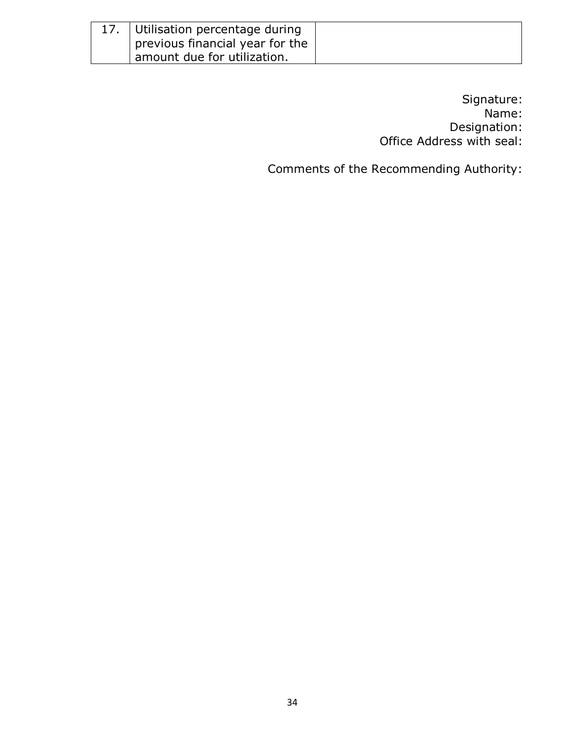| 17. | Utilisation percentage during previous financial year for the amount due for utilization. | |
|---|---|---|

Signature:
Name:
Designation:
Office Address with seal:

Comments of the Recommending Authority: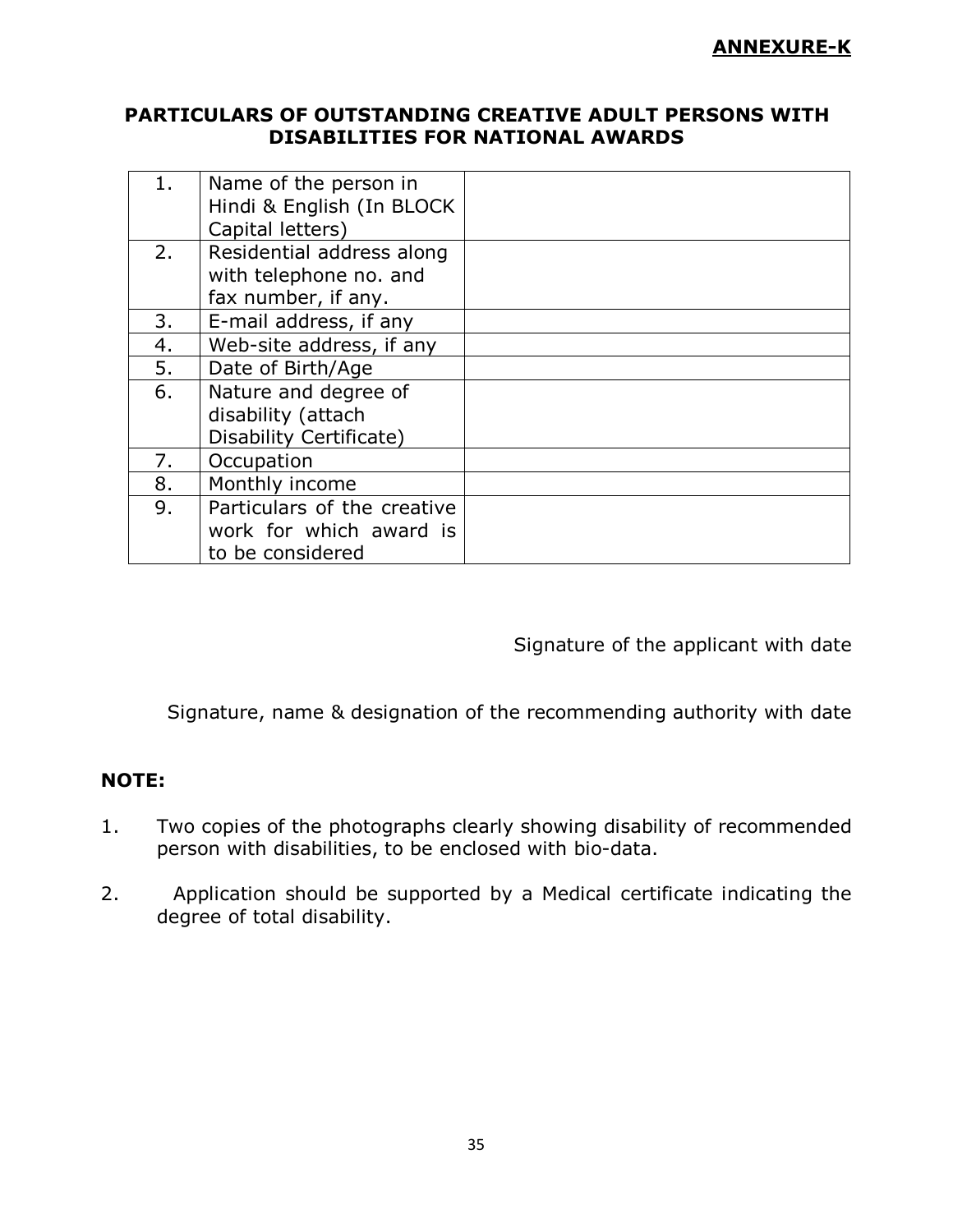**ANNEXURE-K**

## PARTICULARS OF OUTSTANDING CREATIVE ADULT PERSONS WITH DISABILITIES FOR NATIONAL AWARDS

| | | |
|---|---|---|
| 1. | Name of the person in Hindi & English (In BLOCK Capital letters) | |
| 2. | Residential address along with telephone no. and fax number, if any. | |
| 3. | E-mail address, if any | |
| 4. | Web-site address, if any | |
| 5. | Date of Birth/Age | |
| 6. | Nature and degree of disability (attach Disability Certificate) | |
| 7. | Occupation | |
| 8. | Monthly income | |
| 9. | Particulars of the creative work for which award is to be considered | |

Signature of the applicant with date

Signature, name & designation of the recommending authority with date

**NOTE:**

1. Two copies of the photographs clearly showing disability of recommended person with disabilities, to be enclosed with bio-data.
2. Application should be supported by a Medical certificate indicating the degree of total disability.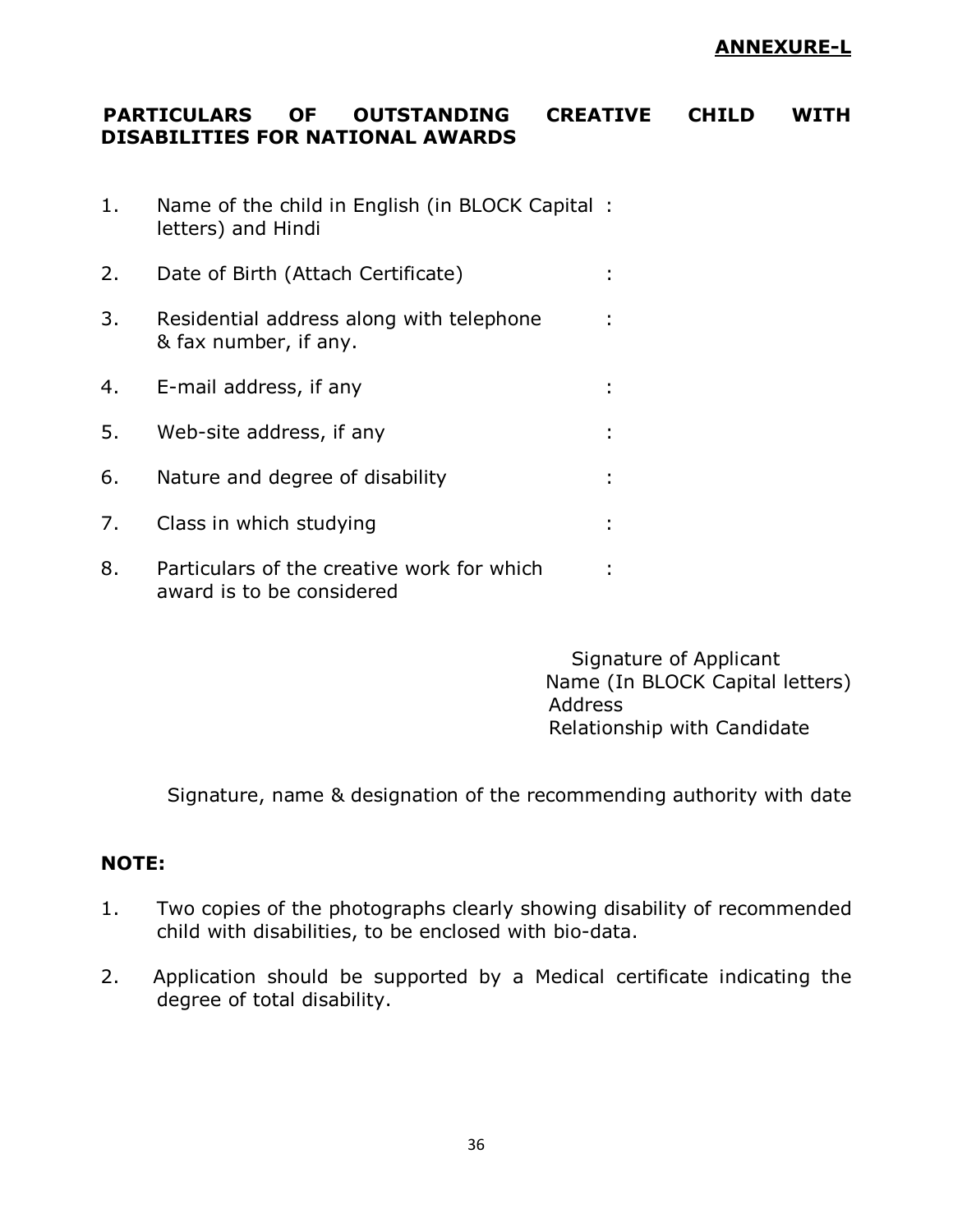**ANNEXURE-L**

## PARTICULARS OF OUTSTANDING CREATIVE CHILD WITH DISABILITIES FOR NATIONAL AWARDS

1. Name of the child in English (in BLOCK Capital letters) and Hindi :
2. Date of Birth (Attach Certificate) :
3. Residential address along with telephone & fax number, if any. :
4. E-mail address, if any :
5. Web-site address, if any :
6. Nature and degree of disability :
7. Class in which studying :
8. Particulars of the creative work for which award is to be considered :

Signature of Applicant
Name (In BLOCK Capital letters)
Address
Relationship with Candidate

Signature, name & designation of the recommending authority with date

**NOTE:**

1. Two copies of the photographs clearly showing disability of recommended child with disabilities, to be enclosed with bio-data.
2. Application should be supported by a Medical certificate indicating the degree of total disability.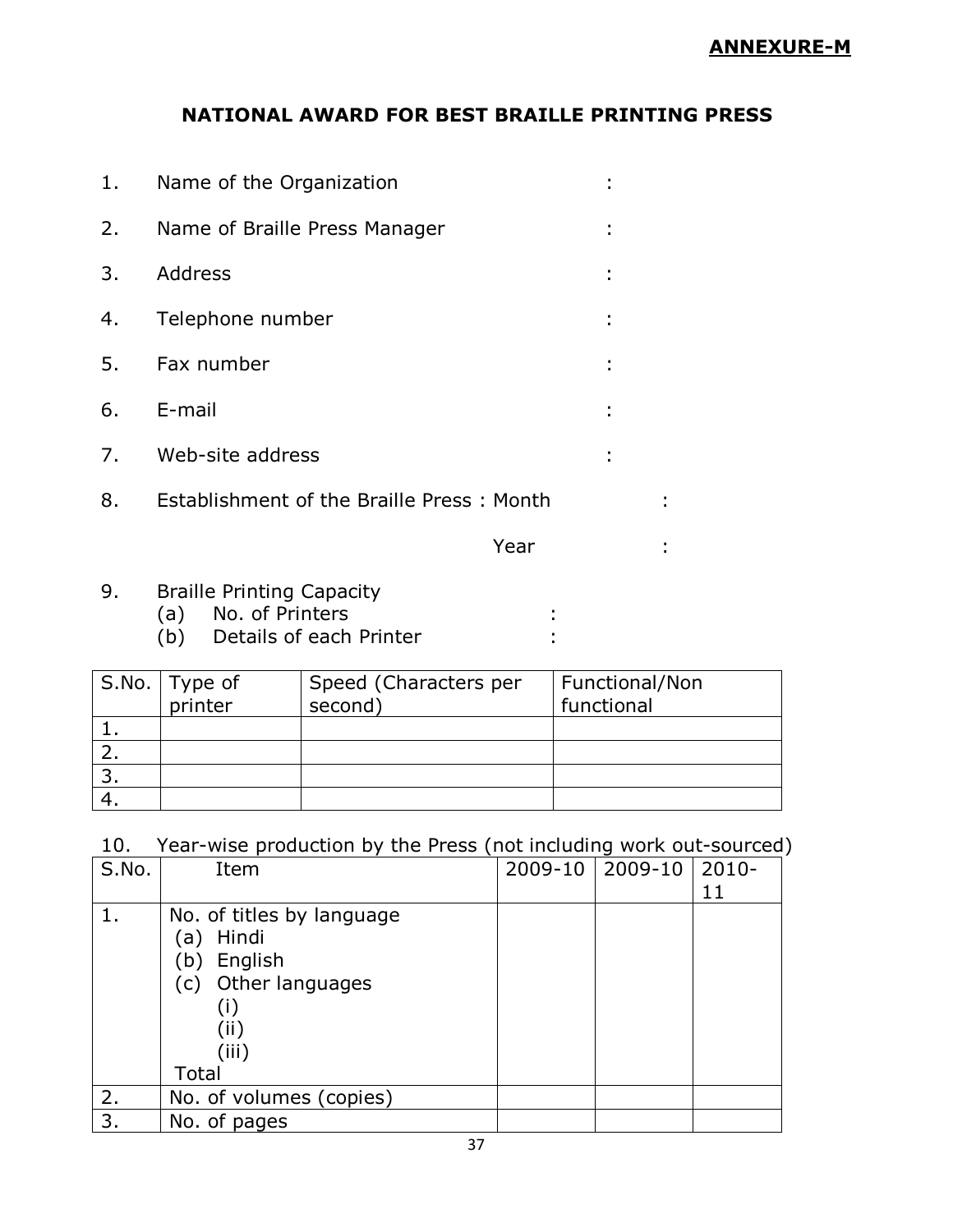**ANNEXURE-M**

# NATIONAL AWARD FOR BEST BRAILLE PRINTING PRESS

1. Name of the Organization :
2. Name of Braille Press Manager :
3. Address :
4. Telephone number :
5. Fax number :
6. E-mail :
7. Web-site address :
8. Establishment of the Braille Press : Month :

   Year :

9. Braille Printing Capacity
   (a) No. of Printers :
   (b) Details of each Printer :

| S.No. | Type of printer | Speed (Characters per second) | Functional/Non functional |
|---|---|---|---|
| 1. | | | |
| 2. | | | |
| 3. | | | |
| 4. | | | |

10. Year-wise production by the Press (not including work out-sourced)

| S.No. | Item | 2009-10 | 2009-10 | 2010-11 |
|---|---|---|---|---|
| 1. | No. of titles by language<br>(a) Hindi<br>(b) English<br>(c) Other languages<br>(i)<br>(ii)<br>(iii)<br>Total | | | |
| 2. | No. of volumes (copies) | | | |
| 3. | No. of pages | | | |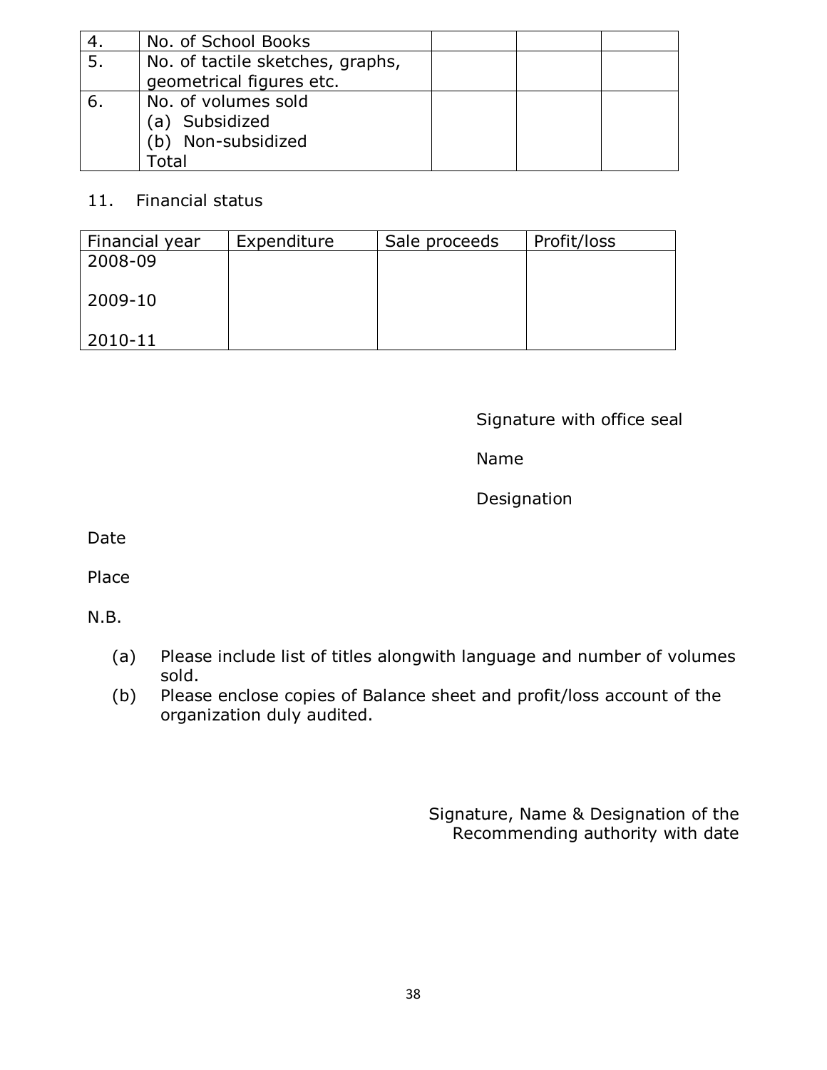| 4. | No. of School Books | | | |
|---|---|---|---|---|
| 5. | No. of tactile sketches, graphs, geometrical figures etc. | | | |
| 6. | No. of volumes sold<br>(a) Subsidized<br>(b) Non-subsidized<br>Total | | | |

11. Financial status

| Financial year | Expenditure | Sale proceeds | Profit/loss |
|---|---|---|---|
| 2008-09 | | | |
| 2009-10 | | | |
| 2010-11 | | | |

Signature with office seal

Name

Designation

Date

Place

N.B.

(a) Please include list of titles alongwith language and number of volumes sold.

(b) Please enclose copies of Balance sheet and profit/loss account of the organization duly audited.

Signature, Name & Designation of the
Recommending authority with date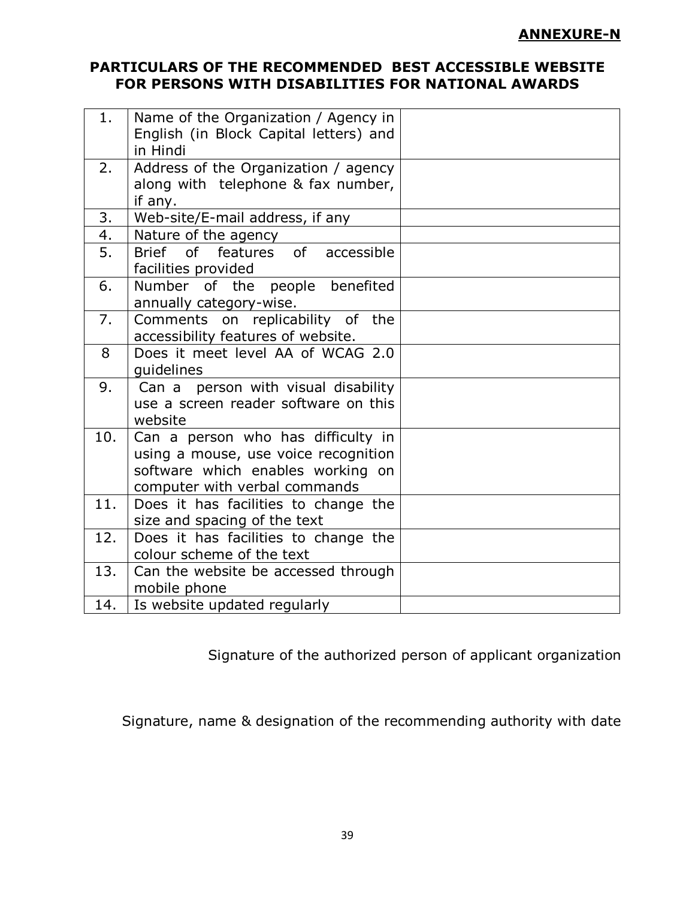**ANNEXURE-N**

## PARTICULARS OF THE RECOMMENDED BEST ACCESSIBLE WEBSITE FOR PERSONS WITH DISABILITIES FOR NATIONAL AWARDS

| | | |
|---|---|---|
| 1. | Name of the Organization / Agency in English (in Block Capital letters) and in Hindi | |
| 2. | Address of the Organization / agency along with telephone & fax number, if any. | |
| 3. | Web-site/E-mail address, if any | |
| 4. | Nature of the agency | |
| 5. | Brief of features of accessible facilities provided | |
| 6. | Number of the people benefited annually category-wise. | |
| 7. | Comments on replicability of the accessibility features of website. | |
| 8 | Does it meet level AA of WCAG 2.0 guidelines | |
| 9. | Can a person with visual disability use a screen reader software on this website | |
| 10. | Can a person who has difficulty in using a mouse, use voice recognition software which enables working on computer with verbal commands | |
| 11. | Does it has facilities to change the size and spacing of the text | |
| 12. | Does it has facilities to change the colour scheme of the text | |
| 13. | Can the website be accessed through mobile phone | |
| 14. | Is website updated regularly | |

Signature of the authorized person of applicant organization

Signature, name & designation of the recommending authority with date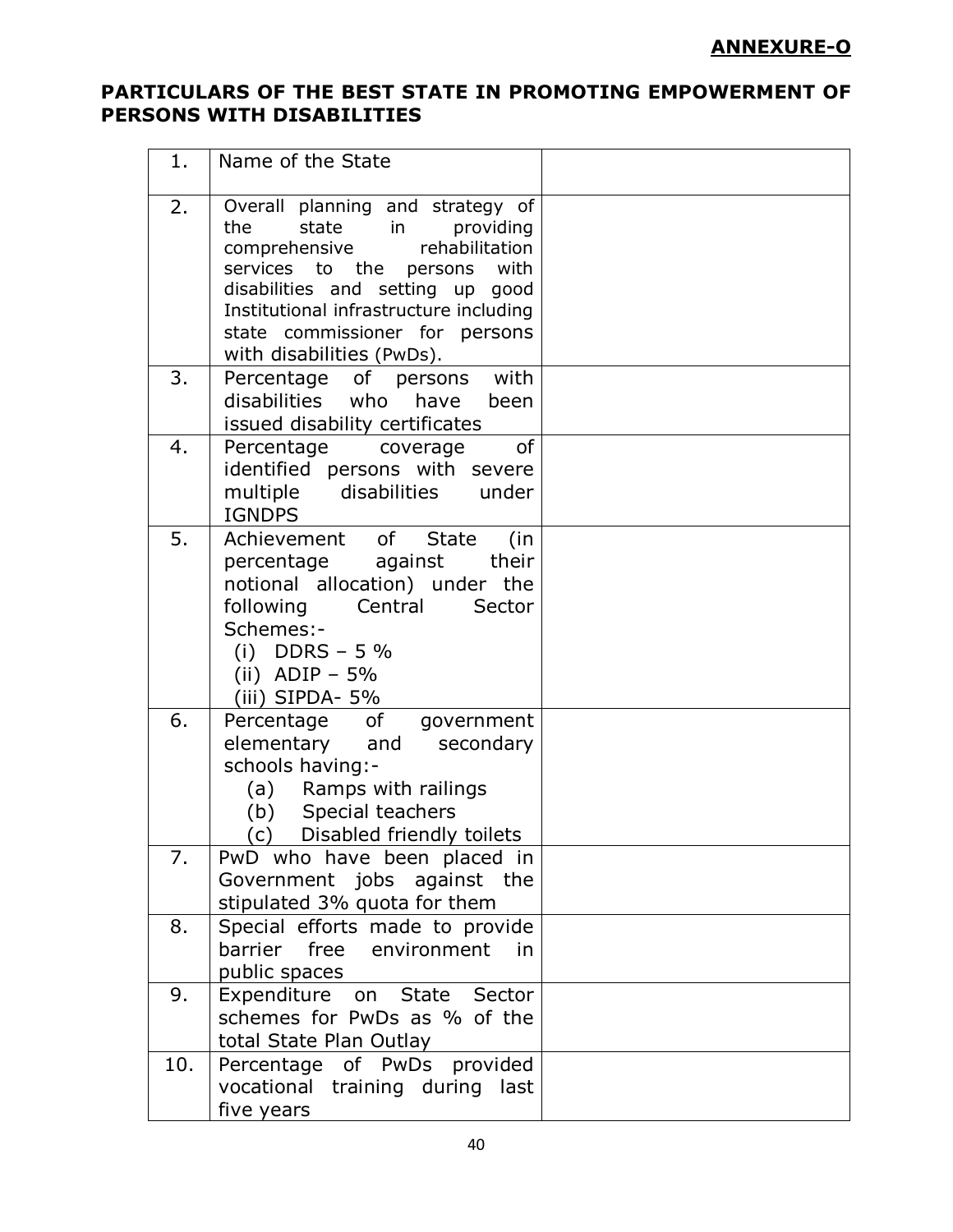**ANNEXURE-O**

## PARTICULARS OF THE BEST STATE IN PROMOTING EMPOWERMENT OF PERSONS WITH DISABILITIES

| | | |
|---|---|---|
| 1. | Name of the State | |
| 2. | Overall planning and strategy of the state in providing comprehensive rehabilitation services to the persons with disabilities and setting up good Institutional infrastructure including state commissioner for persons with disabilities (PwDs). | |
| 3. | Percentage of persons with disabilities who have been issued disability certificates | |
| 4. | Percentage coverage of identified persons with severe multiple disabilities under IGNDPS | |
| 5. | Achievement of State (in percentage against their notional allocation) under the following Central Sector Schemes:-<br>(i) DDRS – 5 %<br>(ii) ADIP – 5%<br>(iii) SIPDA- 5% | |
| 6. | Percentage of government elementary and secondary schools having:-<br>(a) Ramps with railings<br>(b) Special teachers<br>(c) Disabled friendly toilets | |
| 7. | PwD who have been placed in Government jobs against the stipulated 3% quota for them | |
| 8. | Special efforts made to provide barrier free environment in public spaces | |
| 9. | Expenditure on State Sector schemes for PwDs as % of the total State Plan Outlay | |
| 10. | Percentage of PwDs provided vocational training during last five years | |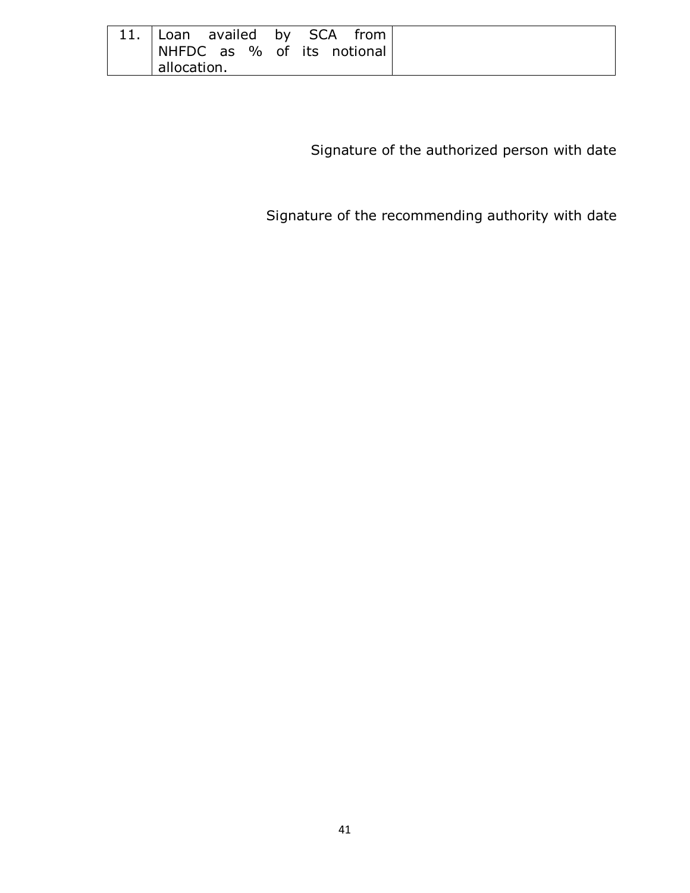| 11. | Loan availed by SCA from NHFDC as % of its notional allocation. | |
|---|---|---|

Signature of the authorized person with date

Signature of the recommending authority with date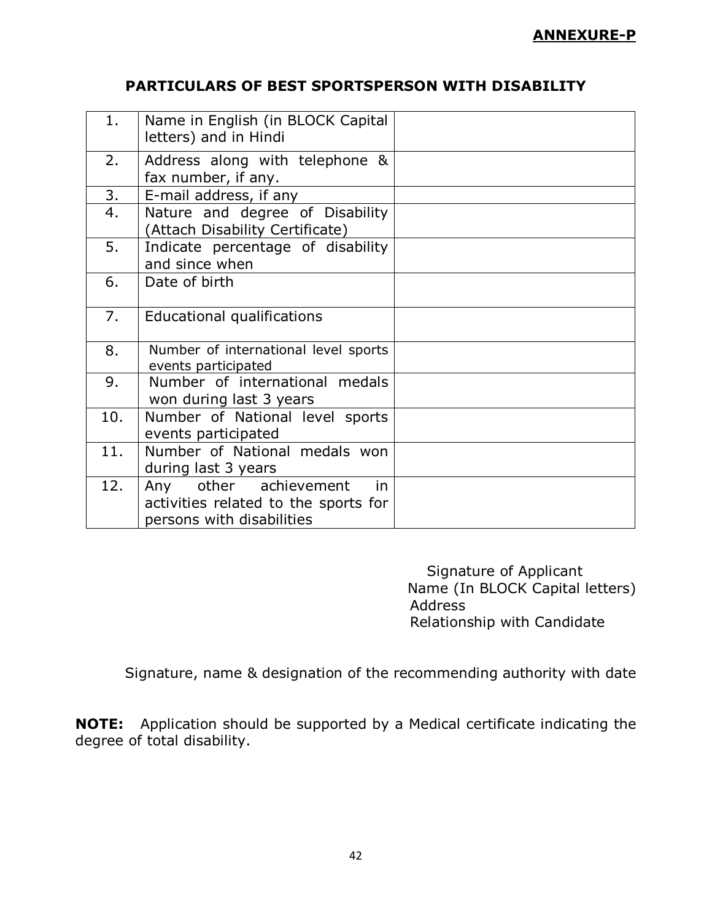**ANNEXURE-P**

## PARTICULARS OF BEST SPORTSPERSON WITH DISABILITY

| | | |
|---|---|---|
| 1. | Name in English (in BLOCK Capital letters) and in Hindi | |
| 2. | Address along with telephone & fax number, if any. | |
| 3. | E-mail address, if any | |
| 4. | Nature and degree of Disability (Attach Disability Certificate) | |
| 5. | Indicate percentage of disability and since when | |
| 6. | Date of birth | |
| 7. | Educational qualifications | |
| 8. | Number of international level sports events participated | |
| 9. | Number of international medals won during last 3 years | |
| 10. | Number of National level sports events participated | |
| 11. | Number of National medals won during last 3 years | |
| 12. | Any other achievement in activities related to the sports for persons with disabilities | |

Signature of Applicant
Name (In BLOCK Capital letters)
Address
Relationship with Candidate

Signature, name & designation of the recommending authority with date

**NOTE:** Application should be supported by a Medical certificate indicating the degree of total disability.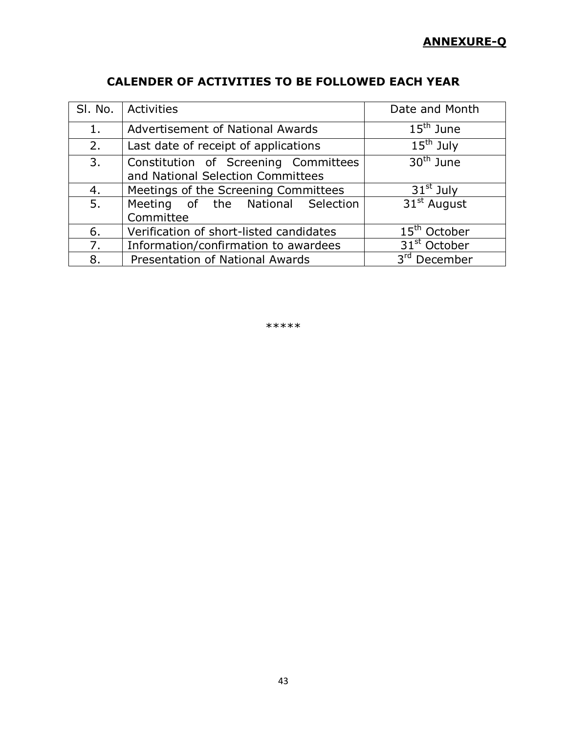**ANNEXURE-Q**

## CALENDER OF ACTIVITIES TO BE FOLLOWED EACH YEAR

| Sl. No. | Activities | Date and Month |
|---|---|---|
| 1. | Advertisement of National Awards | 15th June |
| 2. | Last date of receipt of applications | 15th July |
| 3. | Constitution of Screening Committees and National Selection Committees | 30th June |
| 4. | Meetings of the Screening Committees | 31st July |
| 5. | Meeting of the National Selection Committee | 31st August |
| 6. | Verification of short-listed candidates | 15th October |
| 7. | Information/confirmation to awardees | 31st October |
| 8. | Presentation of National Awards | 3rd December |

*****